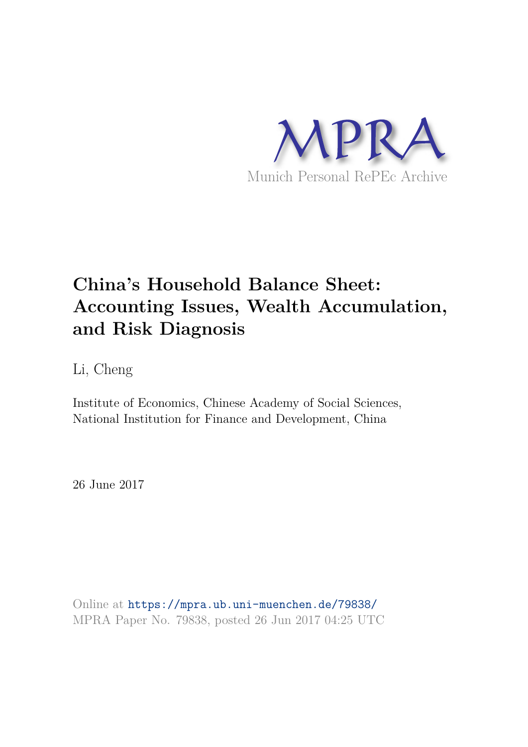MPRA

Munich Personal RePEc Archive

# China's Household Balance Sheet: Accounting Issues, Wealth Accumulation, and Risk Diagnosis

Li, Cheng

Institute of Economics, Chinese Academy of Social Sciences, National Institution for Finance and Development, China

26 June 2017

Online at https://mpra.ub.uni-muenchen.de/79838/
MPRA Paper No. 79838, posted 26 Jun 2017 04:25 UTC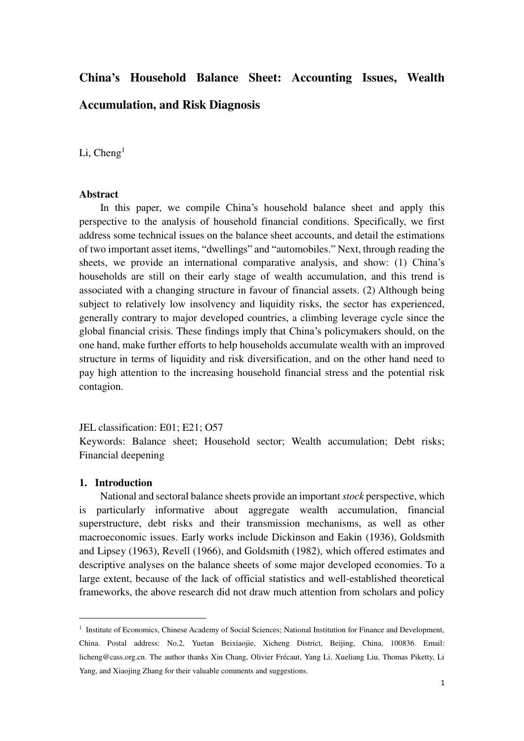# China's Household Balance Sheet: Accounting Issues, Wealth Accumulation, and Risk Diagnosis

Li, Cheng[1]

**Abstract**

In this paper, we compile China's household balance sheet and apply this perspective to the analysis of household financial conditions. Specifically, we first address some technical issues on the balance sheet accounts, and detail the estimations of two important asset items, "dwellings" and "automobiles." Next, through reading the sheets, we provide an international comparative analysis, and show: (1) China's households are still on their early stage of wealth accumulation, and this trend is associated with a changing structure in favour of financial assets. (2) Although being subject to relatively low insolvency and liquidity risks, the sector has experienced, generally contrary to major developed countries, a climbing leverage cycle since the global financial crisis. These findings imply that China's policymakers should, on the one hand, make further efforts to help households accumulate wealth with an improved structure in terms of liquidity and risk diversification, and on the other hand need to pay high attention to the increasing household financial stress and the potential risk contagion.

JEL classification: E01; E21; O57

Keywords: Balance sheet; Household sector; Wealth accumulation; Debt risks; Financial deepening

## 1. Introduction

National and sectoral balance sheets provide an important *stock* perspective, which is particularly informative about aggregate wealth accumulation, financial superstructure, debt risks and their transmission mechanisms, as well as other macroeconomic issues. Early works include Dickinson and Eakin (1936), Goldsmith and Lipsey (1963), Revell (1966), and Goldsmith (1982), which offered estimates and descriptive analyses on the balance sheets of some major developed economies. To a large extent, because of the lack of official statistics and well-established theoretical frameworks, the above research did not draw much attention from scholars and policy

---

[1] Institute of Economics, Chinese Academy of Social Sciences; National Institution for Finance and Development, China. Postal address: No.2, Yuetan Beixiaojie, Xicheng District, Beijing, China, 100836. Email: licheng@cass.org.cn. The author thanks Xin Chang, Olivier Frécaut, Yang Li, Xueliang Liu, Thomas Piketty, Li Yang, and Xiaojing Zhang for their valuable comments and suggestions.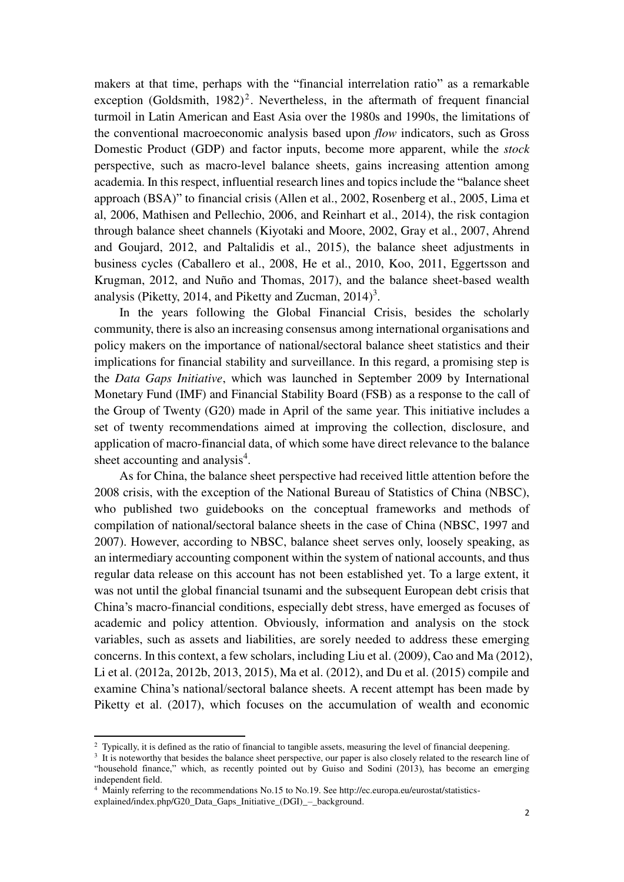makers at that time, perhaps with the "financial interrelation ratio" as a remarkable exception (Goldsmith, 1982)[2]. Nevertheless, in the aftermath of frequent financial turmoil in Latin American and East Asia over the 1980s and 1990s, the limitations of the conventional macroeconomic analysis based upon *flow* indicators, such as Gross Domestic Product (GDP) and factor inputs, become more apparent, while the *stock* perspective, such as macro-level balance sheets, gains increasing attention among academia. In this respect, influential research lines and topics include the "balance sheet approach (BSA)" to financial crisis (Allen et al., 2002, Rosenberg et al., 2005, Lima et al, 2006, Mathisen and Pellechio, 2006, and Reinhart et al., 2014), the risk contagion through balance sheet channels (Kiyotaki and Moore, 2002, Gray et al., 2007, Ahrend and Goujard, 2012, and Paltalidis et al., 2015), the balance sheet adjustments in business cycles (Caballero et al., 2008, He et al., 2010, Koo, 2011, Eggertsson and Krugman, 2012, and Nuño and Thomas, 2017), and the balance sheet-based wealth analysis (Piketty, 2014, and Piketty and Zucman, 2014)[3].

In the years following the Global Financial Crisis, besides the scholarly community, there is also an increasing consensus among international organisations and policy makers on the importance of national/sectoral balance sheet statistics and their implications for financial stability and surveillance. In this regard, a promising step is the *Data Gaps Initiative*, which was launched in September 2009 by International Monetary Fund (IMF) and Financial Stability Board (FSB) as a response to the call of the Group of Twenty (G20) made in April of the same year. This initiative includes a set of twenty recommendations aimed at improving the collection, disclosure, and application of macro-financial data, of which some have direct relevance to the balance sheet accounting and analysis[4].

As for China, the balance sheet perspective had received little attention before the 2008 crisis, with the exception of the National Bureau of Statistics of China (NBSC), who published two guidebooks on the conceptual frameworks and methods of compilation of national/sectoral balance sheets in the case of China (NBSC, 1997 and 2007). However, according to NBSC, balance sheet serves only, loosely speaking, as an intermediary accounting component within the system of national accounts, and thus regular data release on this account has not been established yet. To a large extent, it was not until the global financial tsunami and the subsequent European debt crisis that China's macro-financial conditions, especially debt stress, have emerged as focuses of academic and policy attention. Obviously, information and analysis on the stock variables, such as assets and liabilities, are sorely needed to address these emerging concerns. In this context, a few scholars, including Liu et al. (2009), Cao and Ma (2012), Li et al. (2012a, 2012b, 2013, 2015), Ma et al. (2012), and Du et al. (2015) compile and examine China's national/sectoral balance sheets. A recent attempt has been made by Piketty et al. (2017), which focuses on the accumulation of wealth and economic

---

[2] Typically, it is defined as the ratio of financial to tangible assets, measuring the level of financial deepening.

[3] It is noteworthy that besides the balance sheet perspective, our paper is also closely related to the research line of "household finance," which, as recently pointed out by Guiso and Sodini (2013), has become an emerging independent field.

[4] Mainly referring to the recommendations No.15 to No.19. See http://ec.europa.eu/eurostat/statistics-explained/index.php/G20_Data_Gaps_Initiative_(DGI)_–_background.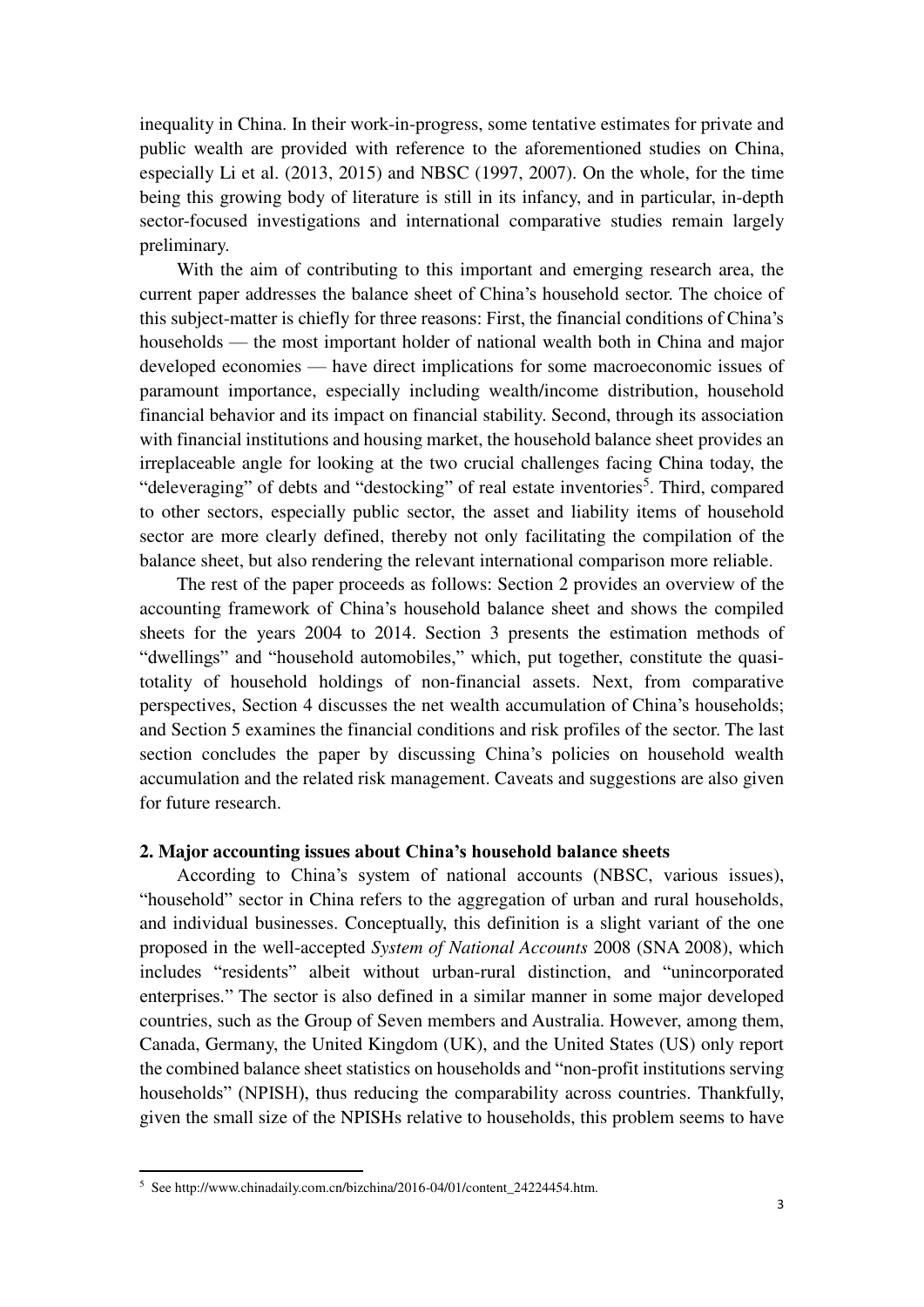inequality in China. In their work-in-progress, some tentative estimates for private and public wealth are provided with reference to the aforementioned studies on China, especially Li et al. (2013, 2015) and NBSC (1997, 2007). On the whole, for the time being this growing body of literature is still in its infancy, and in particular, in-depth sector-focused investigations and international comparative studies remain largely preliminary.

With the aim of contributing to this important and emerging research area, the current paper addresses the balance sheet of China's household sector. The choice of this subject-matter is chiefly for three reasons: First, the financial conditions of China's households — the most important holder of national wealth both in China and major developed economies — have direct implications for some macroeconomic issues of paramount importance, especially including wealth/income distribution, household financial behavior and its impact on financial stability. Second, through its association with financial institutions and housing market, the household balance sheet provides an irreplaceable angle for looking at the two crucial challenges facing China today, the "deleveraging" of debts and "destocking" of real estate inventories[5]. Third, compared to other sectors, especially public sector, the asset and liability items of household sector are more clearly defined, thereby not only facilitating the compilation of the balance sheet, but also rendering the relevant international comparison more reliable.

The rest of the paper proceeds as follows: Section 2 provides an overview of the accounting framework of China's household balance sheet and shows the compiled sheets for the years 2004 to 2014. Section 3 presents the estimation methods of "dwellings" and "household automobiles," which, put together, constitute the quasi-totality of household holdings of non-financial assets. Next, from comparative perspectives, Section 4 discusses the net wealth accumulation of China's households; and Section 5 examines the financial conditions and risk profiles of the sector. The last section concludes the paper by discussing China's policies on household wealth accumulation and the related risk management. Caveats and suggestions are also given for future research.

## 2. Major accounting issues about China's household balance sheets

According to China's system of national accounts (NBSC, various issues), "household" sector in China refers to the aggregation of urban and rural households, and individual businesses. Conceptually, this definition is a slight variant of the one proposed in the well-accepted *System of National Accounts* 2008 (SNA 2008), which includes "residents" albeit without urban-rural distinction, and "unincorporated enterprises." The sector is also defined in a similar manner in some major developed countries, such as the Group of Seven members and Australia. However, among them, Canada, Germany, the United Kingdom (UK), and the United States (US) only report the combined balance sheet statistics on households and "non-profit institutions serving households" (NPISH), thus reducing the comparability across countries. Thankfully, given the small size of the NPISHs relative to households, this problem seems to have

---

[5] See http://www.chinadaily.com.cn/bizchina/2016-04/01/content_24224454.htm.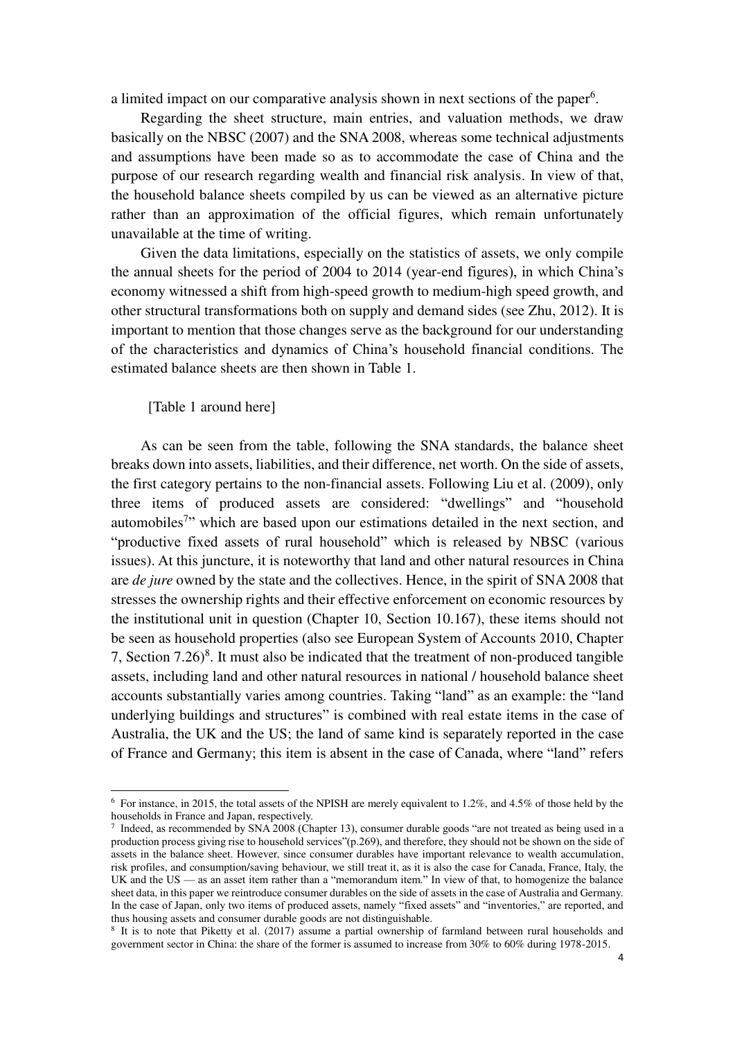a limited impact on our comparative analysis shown in next sections of the paper[6].

Regarding the sheet structure, main entries, and valuation methods, we draw basically on the NBSC (2007) and the SNA 2008, whereas some technical adjustments and assumptions have been made so as to accommodate the case of China and the purpose of our research regarding wealth and financial risk analysis. In view of that, the household balance sheets compiled by us can be viewed as an alternative picture rather than an approximation of the official figures, which remain unfortunately unavailable at the time of writing.

Given the data limitations, especially on the statistics of assets, we only compile the annual sheets for the period of 2004 to 2014 (year-end figures), in which China's economy witnessed a shift from high-speed growth to medium-high speed growth, and other structural transformations both on supply and demand sides (see Zhu, 2012). It is important to mention that those changes serve as the background for our understanding of the characteristics and dynamics of China's household financial conditions. The estimated balance sheets are then shown in Table 1.

[Table 1 around here]

As can be seen from the table, following the SNA standards, the balance sheet breaks down into assets, liabilities, and their difference, net worth. On the side of assets, the first category pertains to the non-financial assets. Following Liu et al. (2009), only three items of produced assets are considered: "dwellings" and "household automobiles[7]" which are based upon our estimations detailed in the next section, and "productive fixed assets of rural household" which is released by NBSC (various issues). At this juncture, it is noteworthy that land and other natural resources in China are *de jure* owned by the state and the collectives. Hence, in the spirit of SNA 2008 that stresses the ownership rights and their effective enforcement on economic resources by the institutional unit in question (Chapter 10, Section 10.167), these items should not be seen as household properties (also see European System of Accounts 2010, Chapter 7, Section 7.26)[8]. It must also be indicated that the treatment of non-produced tangible assets, including land and other natural resources in national / household balance sheet accounts substantially varies among countries. Taking "land" as an example: the "land underlying buildings and structures" is combined with real estate items in the case of Australia, the UK and the US; the land of same kind is separately reported in the case of France and Germany; this item is absent in the case of Canada, where "land" refers

---

[6] For instance, in 2015, the total assets of the NPISH are merely equivalent to 1.2%, and 4.5% of those held by the households in France and Japan, respectively.

[7] Indeed, as recommended by SNA 2008 (Chapter 13), consumer durable goods "are not treated as being used in a production process giving rise to household services"(p.269), and therefore, they should not be shown on the side of assets in the balance sheet. However, since consumer durables have important relevance to wealth accumulation, risk profiles, and consumption/saving behaviour, we still treat it, as it is also the case for Canada, France, Italy, the UK and the US — as an asset item rather than a "memorandum item." In view of that, to homogenize the balance sheet data, in this paper we reintroduce consumer durables on the side of assets in the case of Australia and Germany. In the case of Japan, only two items of produced assets, namely "fixed assets" and "inventories," are reported, and thus housing assets and consumer durable goods are not distinguishable.

[8] It is to note that Piketty et al. (2017) assume a partial ownership of farmland between rural households and government sector in China: the share of the former is assumed to increase from 30% to 60% during 1978-2015.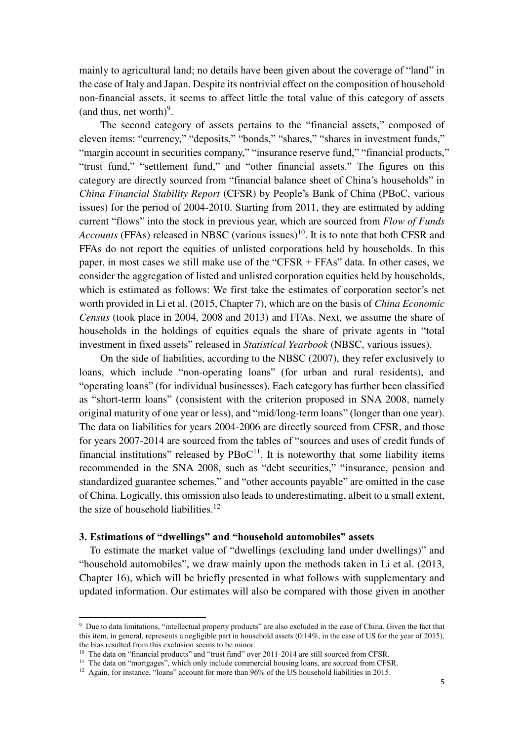mainly to agricultural land; no details have been given about the coverage of "land" in the case of Italy and Japan. Despite its nontrivial effect on the composition of household non-financial assets, it seems to affect little the total value of this category of assets (and thus, net worth)[9].

The second category of assets pertains to the "financial assets," composed of eleven items: "currency," "deposits," "bonds," "shares," "shares in investment funds," "margin account in securities company," "insurance reserve fund," "financial products," "trust fund," "settlement fund," and "other financial assets." The figures on this category are directly sourced from "financial balance sheet of China's households" in *China Financial Stability Report* (CFSR) by People's Bank of China (PBoC, various issues) for the period of 2004-2010. Starting from 2011, they are estimated by adding current "flows" into the stock in previous year, which are sourced from *Flow of Funds Accounts* (FFAs) released in NBSC (various issues)[10]. It is to note that both CFSR and FFAs do not report the equities of unlisted corporations held by households. In this paper, in most cases we still make use of the "CFSR + FFAs" data. In other cases, we consider the aggregation of listed and unlisted corporation equities held by households, which is estimated as follows: We first take the estimates of corporation sector's net worth provided in Li et al. (2015, Chapter 7), which are on the basis of *China Economic Census* (took place in 2004, 2008 and 2013) and FFAs. Next, we assume the share of households in the holdings of equities equals the share of private agents in "total investment in fixed assets" released in *Statistical Yearbook* (NBSC, various issues).

On the side of liabilities, according to the NBSC (2007), they refer exclusively to loans, which include "non-operating loans" (for urban and rural residents), and "operating loans" (for individual businesses). Each category has further been classified as "short-term loans" (consistent with the criterion proposed in SNA 2008, namely original maturity of one year or less), and "mid/long-term loans" (longer than one year). The data on liabilities for years 2004-2006 are directly sourced from CFSR, and those for years 2007-2014 are sourced from the tables of "sources and uses of credit funds of financial institutions" released by PBoC[11]. It is noteworthy that some liability items recommended in the SNA 2008, such as "debt securities," "insurance, pension and standardized guarantee schemes," and "other accounts payable" are omitted in the case of China. Logically, this omission also leads to underestimating, albeit to a small extent, the size of household liabilities.[12]

### 3. Estimations of "dwellings" and "household automobiles" assets

To estimate the market value of "dwellings (excluding land under dwellings)" and "household automobiles", we draw mainly upon the methods taken in Li et al. (2013, Chapter 16), which will be briefly presented in what follows with supplementary and updated information. Our estimates will also be compared with those given in another

---

[9] Due to data limitations, "intellectual property products" are also excluded in the case of China. Given the fact that this item, in general, represents a negligible part in household assets (0.14%, in the case of US for the year of 2015), the bias resulted from this exclusion seems to be minor.

[10] The data on "financial products" and "trust fund" over 2011-2014 are still sourced from CFSR.

[11] The data on "mortgages", which only include commercial housing loans, are sourced from CFSR.

[12] Again, for instance, "loans" account for more than 96% of the US household liabilities in 2015.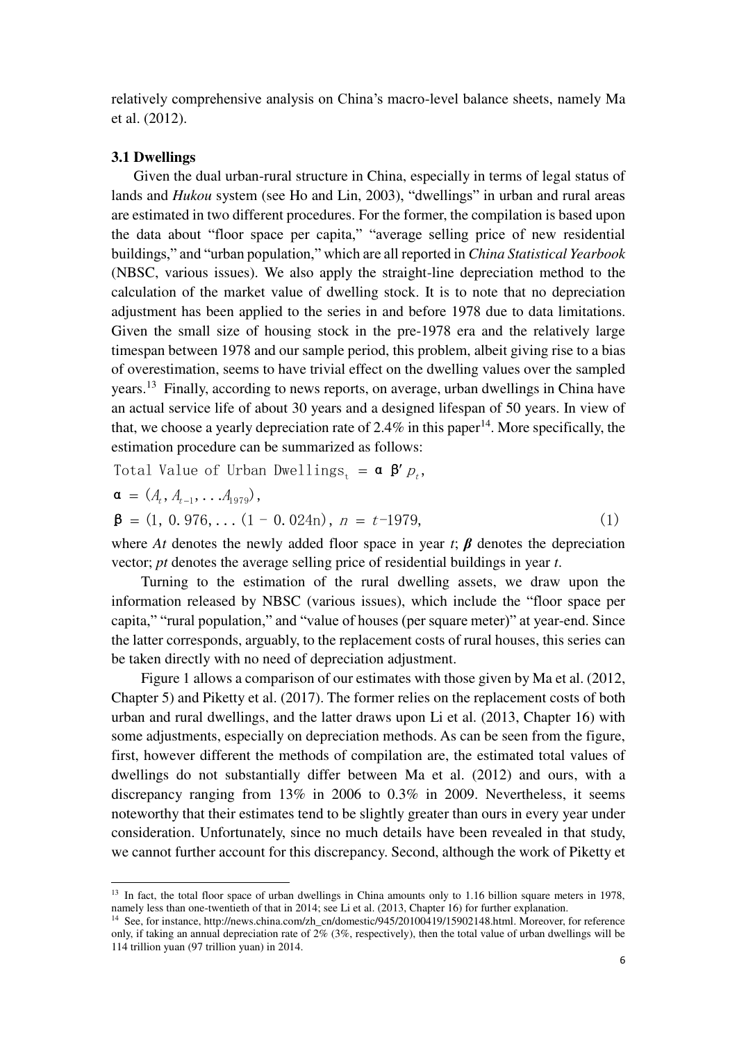relatively comprehensive analysis on China's macro-level balance sheets, namely Ma et al. (2012).

### 3.1 Dwellings

Given the dual urban-rural structure in China, especially in terms of legal status of lands and *Hukou* system (see Ho and Lin, 2003), "dwellings" in urban and rural areas are estimated in two different procedures. For the former, the compilation is based upon the data about "floor space per capita," "average selling price of new residential buildings," and "urban population," which are all reported in *China Statistical Yearbook* (NBSC, various issues). We also apply the straight-line depreciation method to the calculation of the market value of dwelling stock. It is to note that no depreciation adjustment has been applied to the series in and before 1978 due to data limitations. Given the small size of housing stock in the pre-1978 era and the relatively large timespan between 1978 and our sample period, this problem, albeit giving rise to a bias of overestimation, seems to have trivial effect on the dwelling values over the sampled years.[13] Finally, according to news reports, on average, urban dwellings in China have an actual service life of about 30 years and a designed lifespan of 50 years. In view of that, we choose a yearly depreciation rate of 2.4% in this paper[14]. More specifically, the estimation procedure can be summarized as follows:

$$\text{Total Value of Urban Dwellings}_t = \alpha\ \beta' p_t,$$
$$\alpha = (A_t, A_{t-1}, \ldots A_{1979}),$$
$$\beta = (1,\ 0.976, \ldots (1 - 0.024n)),\ n = t\text{-}1979, \tag{1}$$

where $At$ denotes the newly added floor space in year $t$; $\boldsymbol{\beta}$ denotes the depreciation vector; $pt$ denotes the average selling price of residential buildings in year $t$.

Turning to the estimation of the rural dwelling assets, we draw upon the information released by NBSC (various issues), which include the "floor space per capita," "rural population," and "value of houses (per square meter)" at year-end. Since the latter corresponds, arguably, to the replacement costs of rural houses, this series can be taken directly with no need of depreciation adjustment.

Figure 1 allows a comparison of our estimates with those given by Ma et al. (2012, Chapter 5) and Piketty et al. (2017). The former relies on the replacement costs of both urban and rural dwellings, and the latter draws upon Li et al. (2013, Chapter 16) with some adjustments, especially on depreciation methods. As can be seen from the figure, first, however different the methods of compilation are, the estimated total values of dwellings do not substantially differ between Ma et al. (2012) and ours, with a discrepancy ranging from 13% in 2006 to 0.3% in 2009. Nevertheless, it seems noteworthy that their estimates tend to be slightly greater than ours in every year under consideration. Unfortunately, since no much details have been revealed in that study, we cannot further account for this discrepancy. Second, although the work of Piketty et

---

[13] In fact, the total floor space of urban dwellings in China amounts only to 1.16 billion square meters in 1978, namely less than one-twentieth of that in 2014; see Li et al. (2013, Chapter 16) for further explanation.

[14] See, for instance, http://news.china.com/zh_cn/domestic/945/20100419/15902148.html. Moreover, for reference only, if taking an annual depreciation rate of 2% (3%, respectively), then the total value of urban dwellings will be 114 trillion yuan (97 trillion yuan) in 2014.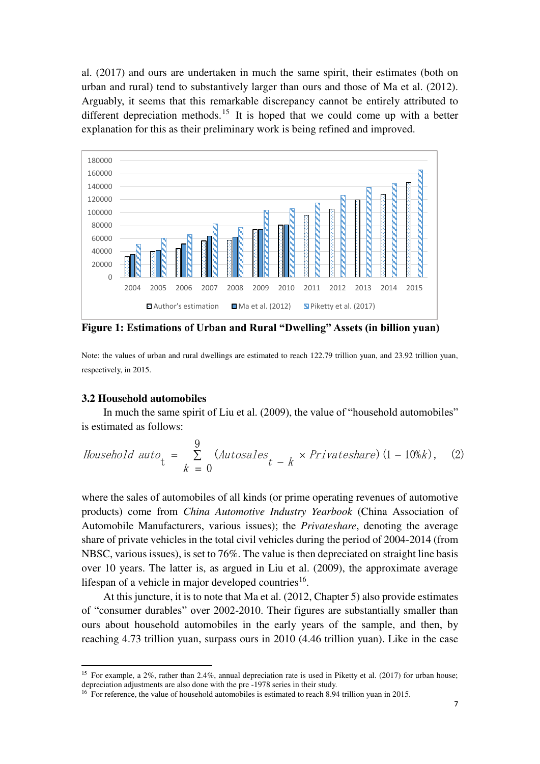al. (2017) and ours are undertaken in much the same spirit, their estimates (both on urban and rural) tend to substantively larger than ours and those of Ma et al. (2012). Arguably, it seems that this remarkable discrepancy cannot be entirely attributed to different depreciation methods.[15] It is hoped that we could come up with a better explanation for this as their preliminary work is being refined and improved.

**Figure 1: Estimations of Urban and Rural "Dwelling" Assets (in billion yuan)**

Note: the values of urban and rural dwellings are estimated to reach 122.79 trillion yuan, and 23.92 trillion yuan, respectively, in 2015.

### 3.2 Household automobiles

In much the same spirit of Liu et al. (2009), the value of "household automobiles" is estimated as follows:

$$Household\ auto_t = \sum_{k=0}^{9} (Autosales_{t-k} \times Privateshare)(1 - 10\%k), \quad (2)$$

where the sales of automobiles of all kinds (or prime operating revenues of automotive products) come from *China Automotive Industry Yearbook* (China Association of Automobile Manufacturers, various issues); the ***Privateshare***, denoting the average share of private vehicles in the total civil vehicles during the period of 2004-2014 (from NBSC, various issues), is set to 76%. The value is then depreciated on straight line basis over 10 years. The latter is, as argued in Liu et al. (2009), the approximate average lifespan of a vehicle in major developed countries[16].

At this juncture, it is to note that Ma et al. (2012, Chapter 5) also provide estimates of "consumer durables" over 2002-2010. Their figures are substantially smaller than ours about household automobiles in the early years of the sample, and then, by reaching 4.73 trillion yuan, surpass ours in 2010 (4.46 trillion yuan). Like in the case

---

[15] For example, a 2%, rather than 2.4%, annual depreciation rate is used in Piketty et al. (2017) for urban house; depreciation adjustments are also done with the pre -1978 series in their study.

[16] For reference, the value of household automobiles is estimated to reach 8.94 trillion yuan in 2015.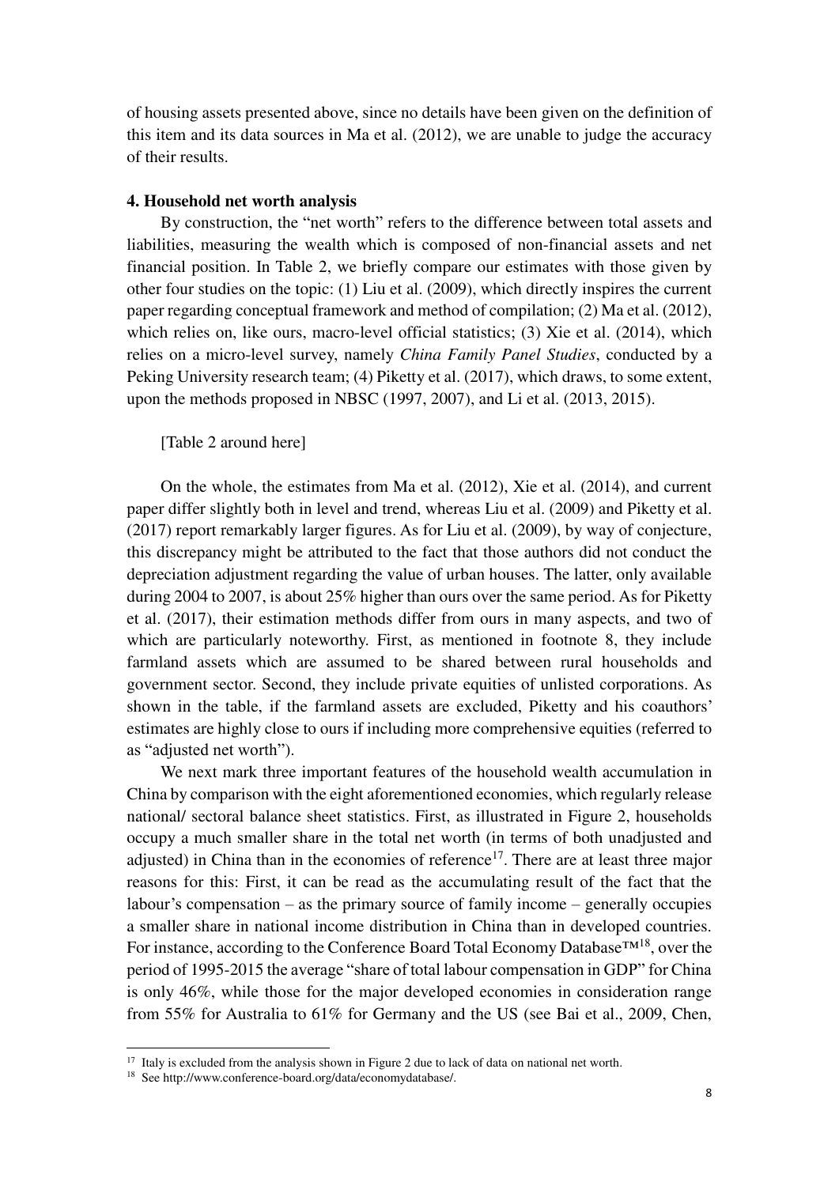of housing assets presented above, since no details have been given on the definition of this item and its data sources in Ma et al. (2012), we are unable to judge the accuracy of their results.

## 4. Household net worth analysis

By construction, the "net worth" refers to the difference between total assets and liabilities, measuring the wealth which is composed of non-financial assets and net financial position. In Table 2, we briefly compare our estimates with those given by other four studies on the topic: (1) Liu et al. (2009), which directly inspires the current paper regarding conceptual framework and method of compilation; (2) Ma et al. (2012), which relies on, like ours, macro-level official statistics; (3) Xie et al. (2014), which relies on a micro-level survey, namely *China Family Panel Studies*, conducted by a Peking University research team; (4) Piketty et al. (2017), which draws, to some extent, upon the methods proposed in NBSC (1997, 2007), and Li et al. (2013, 2015).

[Table 2 around here]

On the whole, the estimates from Ma et al. (2012), Xie et al. (2014), and current paper differ slightly both in level and trend, whereas Liu et al. (2009) and Piketty et al. (2017) report remarkably larger figures. As for Liu et al. (2009), by way of conjecture, this discrepancy might be attributed to the fact that those authors did not conduct the depreciation adjustment regarding the value of urban houses. The latter, only available during 2004 to 2007, is about 25% higher than ours over the same period. As for Piketty et al. (2017), their estimation methods differ from ours in many aspects, and two of which are particularly noteworthy. First, as mentioned in footnote 8, they include farmland assets which are assumed to be shared between rural households and government sector. Second, they include private equities of unlisted corporations. As shown in the table, if the farmland assets are excluded, Piketty and his coauthors' estimates are highly close to ours if including more comprehensive equities (referred to as "adjusted net worth").

We next mark three important features of the household wealth accumulation in China by comparison with the eight aforementioned economies, which regularly release national/ sectoral balance sheet statistics. First, as illustrated in Figure 2, households occupy a much smaller share in the total net worth (in terms of both unadjusted and adjusted) in China than in the economies of reference[17]. There are at least three major reasons for this: First, it can be read as the accumulating result of the fact that the labour's compensation – as the primary source of family income – generally occupies a smaller share in national income distribution in China than in developed countries. For instance, according to the Conference Board Total Economy Database™[18], over the period of 1995-2015 the average "share of total labour compensation in GDP" for China is only 46%, while those for the major developed economies in consideration range from 55% for Australia to 61% for Germany and the US (see Bai et al., 2009, Chen,

[17] Italy is excluded from the analysis shown in Figure 2 due to lack of data on national net worth.

[18] See http://www.conference-board.org/data/economydatabase/.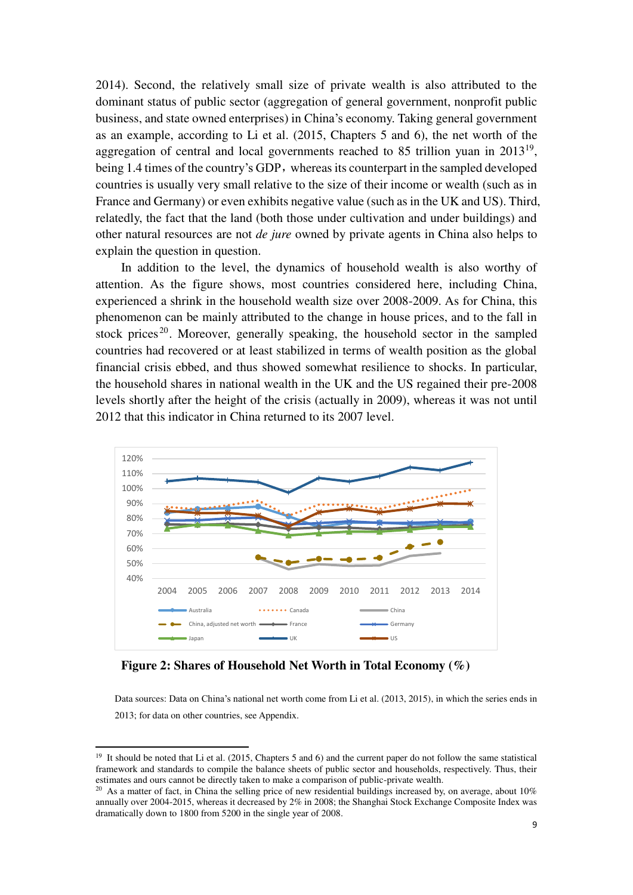2014). Second, the relatively small size of private wealth is also attributed to the dominant status of public sector (aggregation of general government, nonprofit public business, and state owned enterprises) in China's economy. Taking general government as an example, according to Li et al. (2015, Chapters 5 and 6), the net worth of the aggregation of central and local governments reached to 85 trillion yuan in 2013[19], being 1.4 times of the country's GDP，whereas its counterpart in the sampled developed countries is usually very small relative to the size of their income or wealth (such as in France and Germany) or even exhibits negative value (such as in the UK and US). Third, relatedly, the fact that the land (both those under cultivation and under buildings) and other natural resources are not *de jure* owned by private agents in China also helps to explain the question in question.

In addition to the level, the dynamics of household wealth is also worthy of attention. As the figure shows, most countries considered here, including China, experienced a shrink in the household wealth size over 2008-2009. As for China, this phenomenon can be mainly attributed to the change in house prices, and to the fall in stock prices[20]. Moreover, generally speaking, the household sector in the sampled countries had recovered or at least stabilized in terms of wealth position as the global financial crisis ebbed, and thus showed somewhat resilience to shocks. In particular, the household shares in national wealth in the UK and the US regained their pre-2008 levels shortly after the height of the crisis (actually in 2009), whereas it was not until 2012 that this indicator in China returned to its 2007 level.

**Figure 2: Shares of Household Net Worth in Total Economy (%)**

Data sources: Data on China's national net worth come from Li et al. (2013, 2015), in which the series ends in 2013; for data on other countries, see Appendix.

[19] It should be noted that Li et al. (2015, Chapters 5 and 6) and the current paper do not follow the same statistical framework and standards to compile the balance sheets of public sector and households, respectively. Thus, their estimates and ours cannot be directly taken to make a comparison of public-private wealth.

[20] As a matter of fact, in China the selling price of new residential buildings increased by, on average, about 10% annually over 2004-2015, whereas it decreased by 2% in 2008; the Shanghai Stock Exchange Composite Index was dramatically down to 1800 from 5200 in the single year of 2008.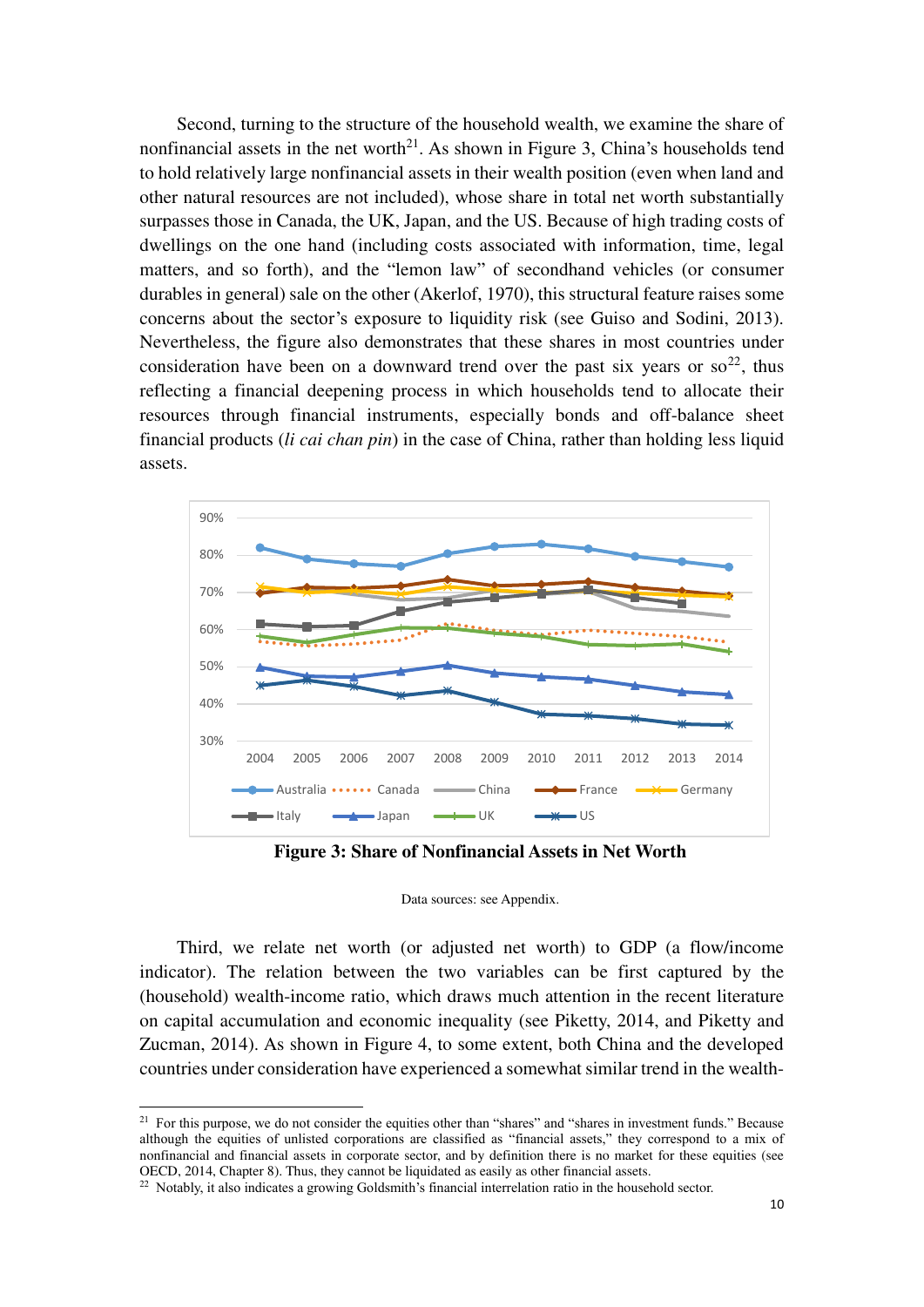Second, turning to the structure of the household wealth, we examine the share of nonfinancial assets in the net worth[21]. As shown in Figure 3, China's households tend to hold relatively large nonfinancial assets in their wealth position (even when land and other natural resources are not included), whose share in total net worth substantially surpasses those in Canada, the UK, Japan, and the US. Because of high trading costs of dwellings on the one hand (including costs associated with information, time, legal matters, and so forth), and the "lemon law" of secondhand vehicles (or consumer durables in general) sale on the other (Akerlof, 1970), this structural feature raises some concerns about the sector's exposure to liquidity risk (see Guiso and Sodini, 2013). Nevertheless, the figure also demonstrates that these shares in most countries under consideration have been on a downward trend over the past six years or so[22], thus reflecting a financial deepening process in which households tend to allocate their resources through financial instruments, especially bonds and off-balance sheet financial products (*li cai chan pin*) in the case of China, rather than holding less liquid assets.

**Figure 3: Share of Nonfinancial Assets in Net Worth**

Data sources: see Appendix.

Third, we relate net worth (or adjusted net worth) to GDP (a flow/income indicator). The relation between the two variables can be first captured by the (household) wealth-income ratio, which draws much attention in the recent literature on capital accumulation and economic inequality (see Piketty, 2014, and Piketty and Zucman, 2014). As shown in Figure 4, to some extent, both China and the developed countries under consideration have experienced a somewhat similar trend in the wealth-

[21] For this purpose, we do not consider the equities other than "shares" and "shares in investment funds." Because although the equities of unlisted corporations are classified as "financial assets," they correspond to a mix of nonfinancial and financial assets in corporate sector, and by definition there is no market for these equities (see OECD, 2014, Chapter 8). Thus, they cannot be liquidated as easily as other financial assets.

[22] Notably, it also indicates a growing Goldsmith's financial interrelation ratio in the household sector.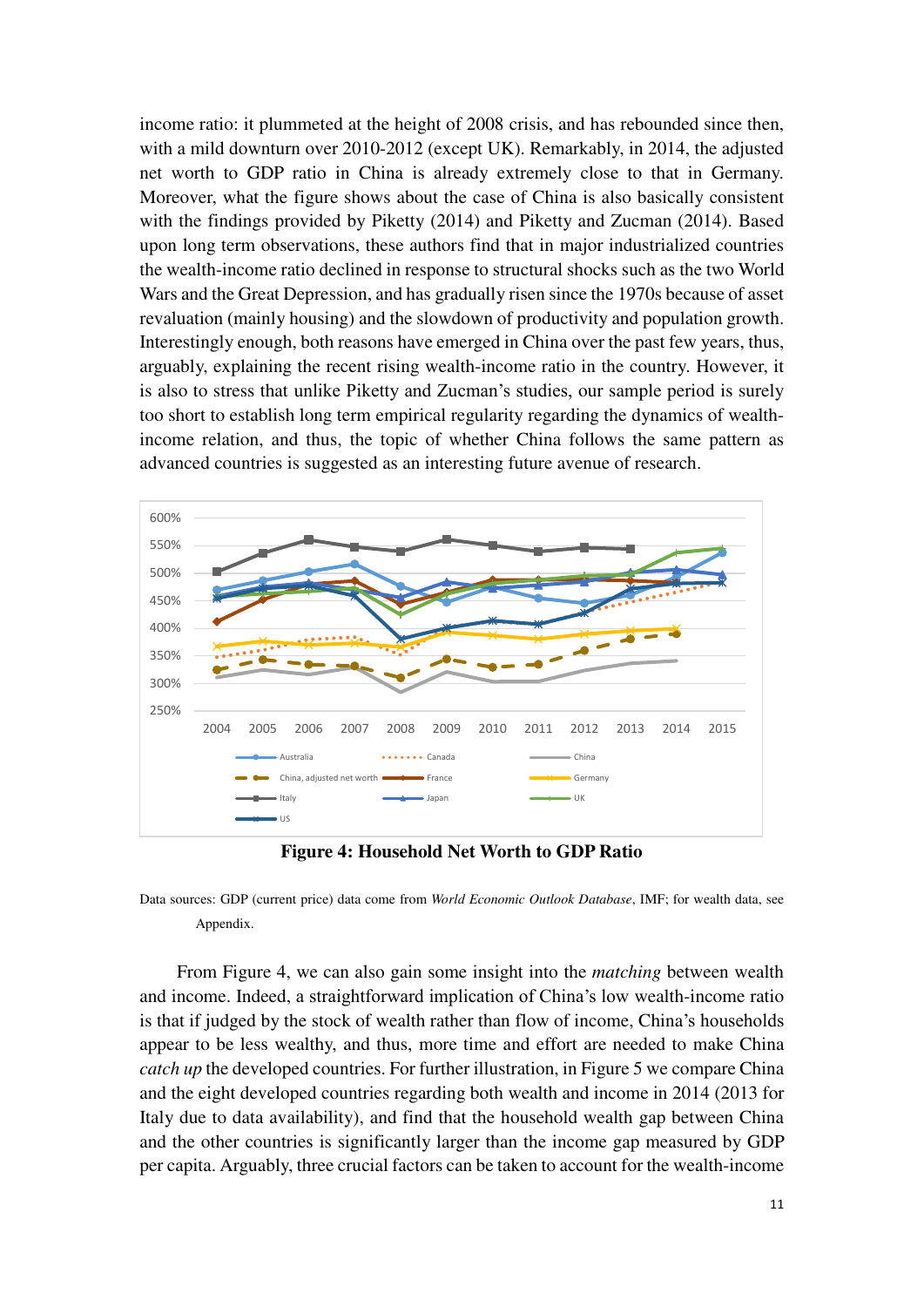income ratio: it plummeted at the height of 2008 crisis, and has rebounded since then, with a mild downturn over 2010-2012 (except UK). Remarkably, in 2014, the adjusted net worth to GDP ratio in China is already extremely close to that in Germany. Moreover, what the figure shows about the case of China is also basically consistent with the findings provided by Piketty (2014) and Piketty and Zucman (2014). Based upon long term observations, these authors find that in major industrialized countries the wealth-income ratio declined in response to structural shocks such as the two World Wars and the Great Depression, and has gradually risen since the 1970s because of asset revaluation (mainly housing) and the slowdown of productivity and population growth. Interestingly enough, both reasons have emerged in China over the past few years, thus, arguably, explaining the recent rising wealth-income ratio in the country. However, it is also to stress that unlike Piketty and Zucman's studies, our sample period is surely too short to establish long term empirical regularity regarding the dynamics of wealth-income relation, and thus, the topic of whether China follows the same pattern as advanced countries is suggested as an interesting future avenue of research.

**Figure 4: Household Net Worth to GDP Ratio**

Data sources: GDP (current price) data come from *World Economic Outlook Database*, IMF; for wealth data, see Appendix.

From Figure 4, we can also gain some insight into the *matching* between wealth and income. Indeed, a straightforward implication of China's low wealth-income ratio is that if judged by the stock of wealth rather than flow of income, China's households appear to be less wealthy, and thus, more time and effort are needed to make China *catch up* the developed countries. For further illustration, in Figure 5 we compare China and the eight developed countries regarding both wealth and income in 2014 (2013 for Italy due to data availability), and find that the household wealth gap between China and the other countries is significantly larger than the income gap measured by GDP per capita. Arguably, three crucial factors can be taken to account for the wealth-income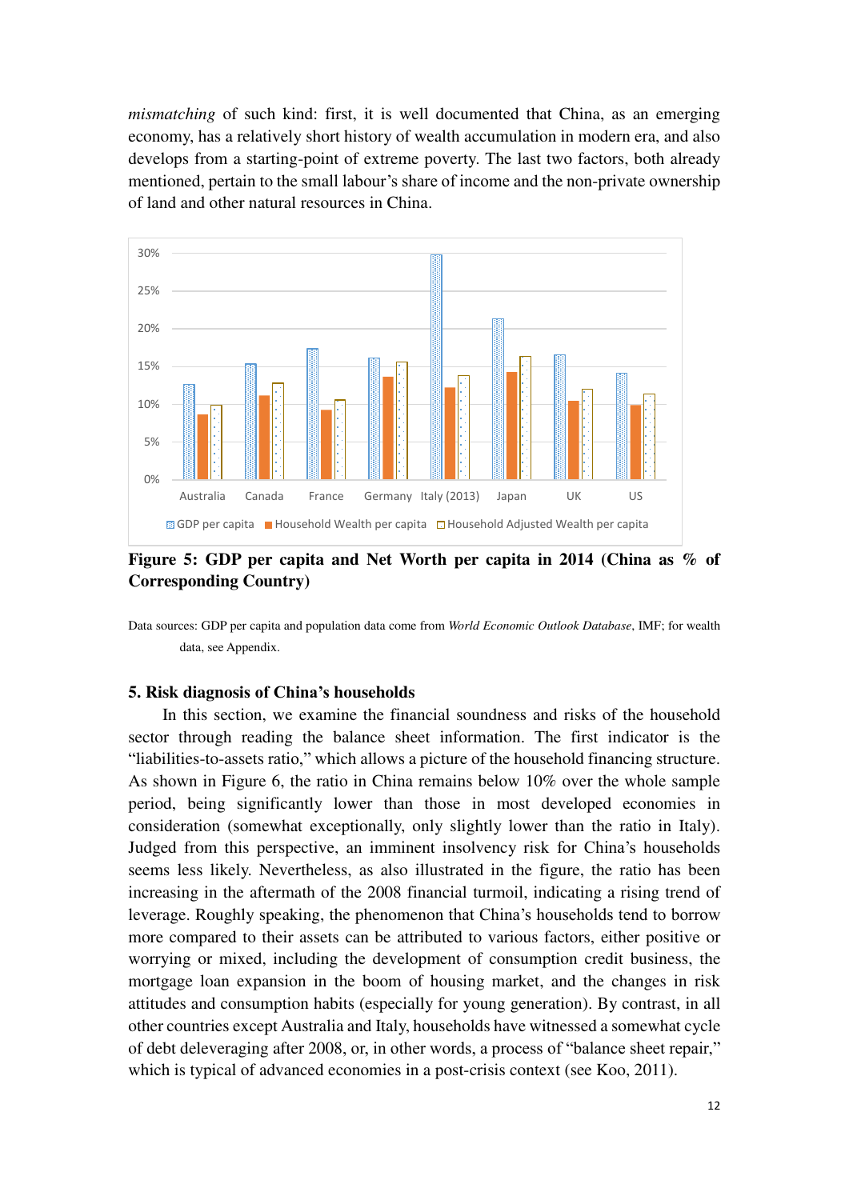*mismatching* of such kind: first, it is well documented that China, as an emerging economy, has a relatively short history of wealth accumulation in modern era, and also develops from a starting-point of extreme poverty. The last two factors, both already mentioned, pertain to the small labour's share of income and the non-private ownership of land and other natural resources in China.

**Figure 5: GDP per capita and Net Worth per capita in 2014 (China as % of Corresponding Country)**

Data sources: GDP per capita and population data come from *World Economic Outlook Database*, IMF; for wealth data, see Appendix.

### 5. Risk diagnosis of China's households

In this section, we examine the financial soundness and risks of the household sector through reading the balance sheet information. The first indicator is the "liabilities-to-assets ratio," which allows a picture of the household financing structure. As shown in Figure 6, the ratio in China remains below 10% over the whole sample period, being significantly lower than those in most developed economies in consideration (somewhat exceptionally, only slightly lower than the ratio in Italy). Judged from this perspective, an imminent insolvency risk for China's households seems less likely. Nevertheless, as also illustrated in the figure, the ratio has been increasing in the aftermath of the 2008 financial turmoil, indicating a rising trend of leverage. Roughly speaking, the phenomenon that China's households tend to borrow more compared to their assets can be attributed to various factors, either positive or worrying or mixed, including the development of consumption credit business, the mortgage loan expansion in the boom of housing market, and the changes in risk attitudes and consumption habits (especially for young generation). By contrast, in all other countries except Australia and Italy, households have witnessed a somewhat cycle of debt deleveraging after 2008, or, in other words, a process of "balance sheet repair," which is typical of advanced economies in a post-crisis context (see Koo, 2011).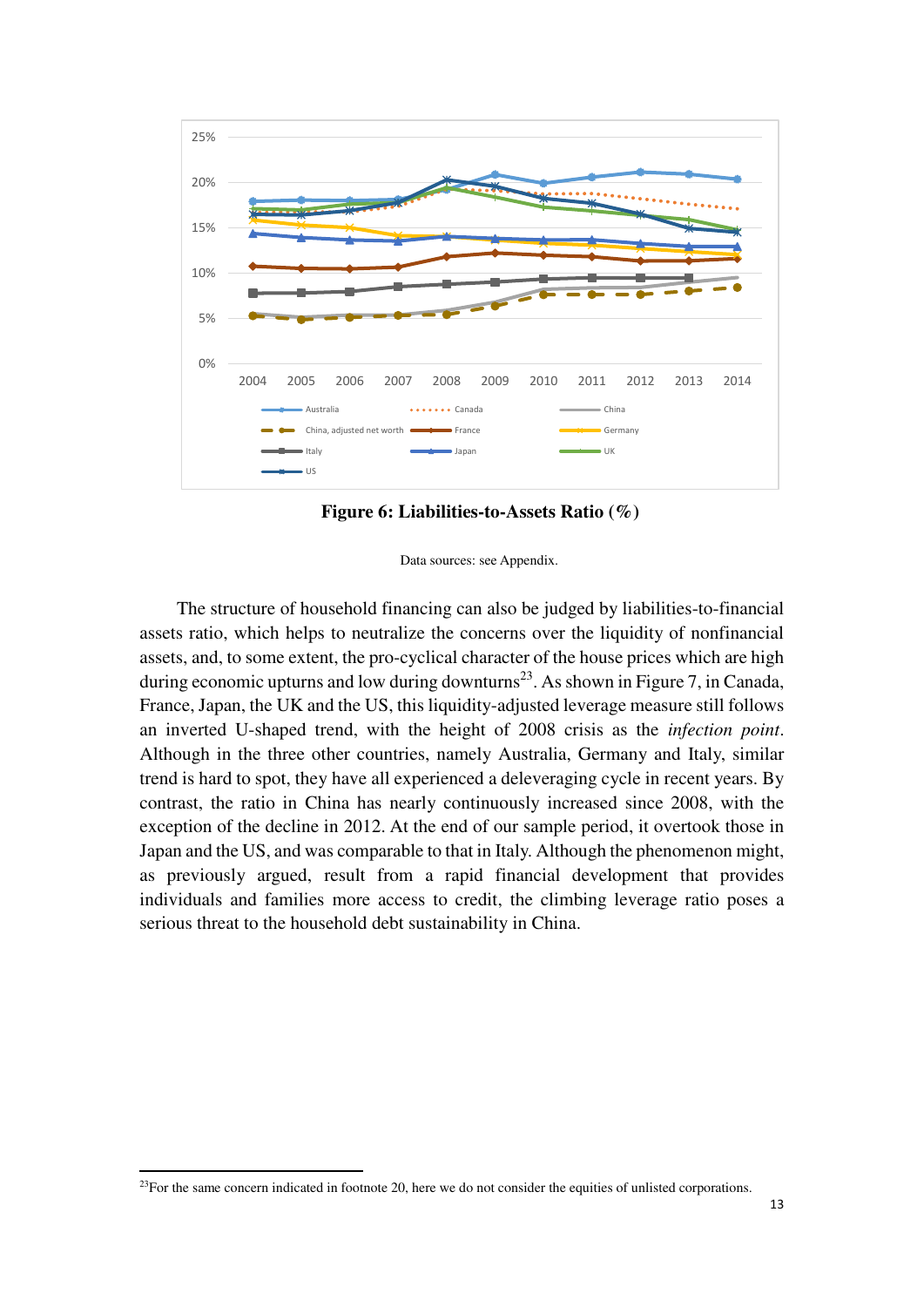**Figure 6: Liabilities-to-Assets Ratio (%)**

Data sources: see Appendix.

The structure of household financing can also be judged by liabilities-to-financial assets ratio, which helps to neutralize the concerns over the liquidity of nonfinancial assets, and, to some extent, the pro-cyclical character of the house prices which are high during economic upturns and low during downturns[23]. As shown in Figure 7, in Canada, France, Japan, the UK and the US, this liquidity-adjusted leverage measure still follows an inverted U-shaped trend, with the height of 2008 crisis as the *infection point*. Although in the three other countries, namely Australia, Germany and Italy, similar trend is hard to spot, they have all experienced a deleveraging cycle in recent years. By contrast, the ratio in China has nearly continuously increased since 2008, with the exception of the decline in 2012. At the end of our sample period, it overtook those in Japan and the US, and was comparable to that in Italy. Although the phenomenon might, as previously argued, result from a rapid financial development that provides individuals and families more access to credit, the climbing leverage ratio poses a serious threat to the household debt sustainability in China.

[23]For the same concern indicated in footnote 20, here we do not consider the equities of unlisted corporations.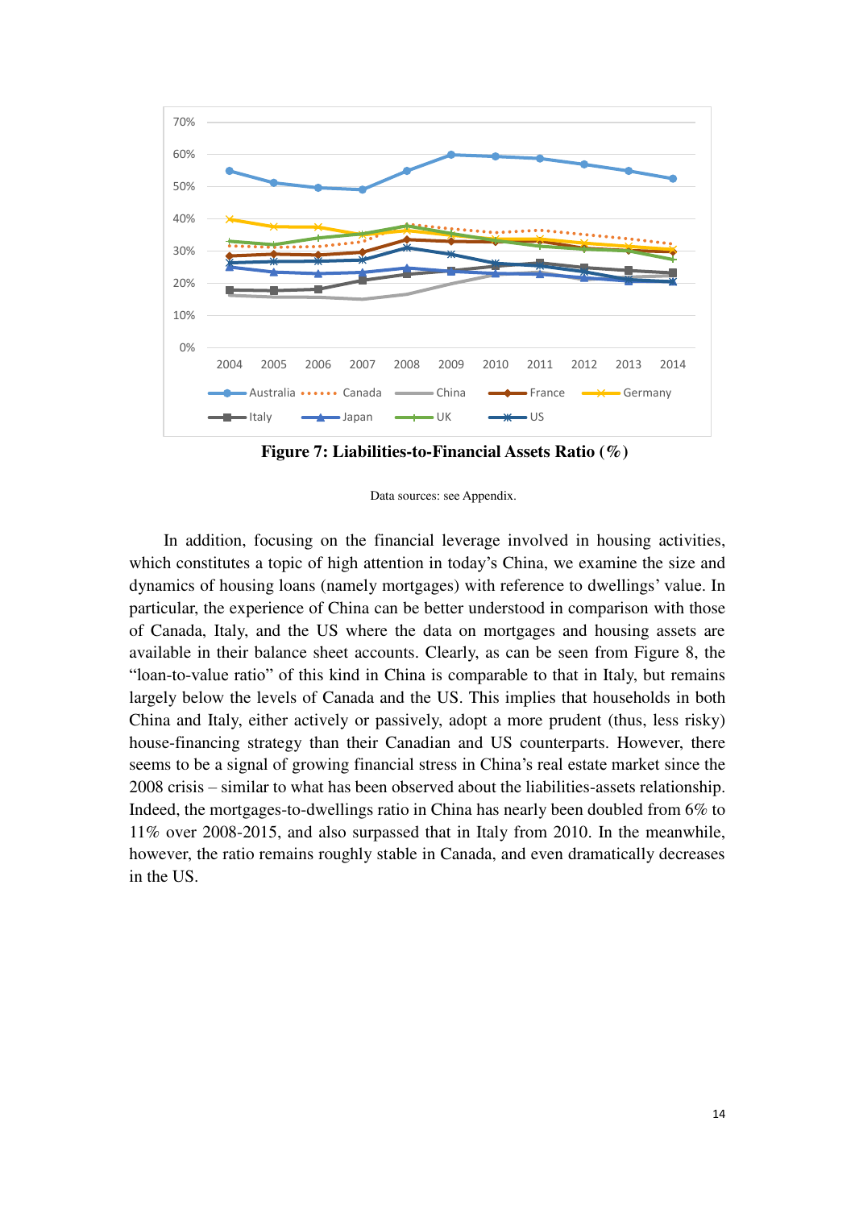**Figure 7: Liabilities-to-Financial Assets Ratio (%)**

Data sources: see Appendix.

In addition, focusing on the financial leverage involved in housing activities, which constitutes a topic of high attention in today's China, we examine the size and dynamics of housing loans (namely mortgages) with reference to dwellings' value. In particular, the experience of China can be better understood in comparison with those of Canada, Italy, and the US where the data on mortgages and housing assets are available in their balance sheet accounts. Clearly, as can be seen from Figure 8, the "loan-to-value ratio" of this kind in China is comparable to that in Italy, but remains largely below the levels of Canada and the US. This implies that households in both China and Italy, either actively or passively, adopt a more prudent (thus, less risky) house-financing strategy than their Canadian and US counterparts. However, there seems to be a signal of growing financial stress in China's real estate market since the 2008 crisis – similar to what has been observed about the liabilities-assets relationship. Indeed, the mortgages-to-dwellings ratio in China has nearly been doubled from 6% to 11% over 2008-2015, and also surpassed that in Italy from 2010. In the meanwhile, however, the ratio remains roughly stable in Canada, and even dramatically decreases in the US.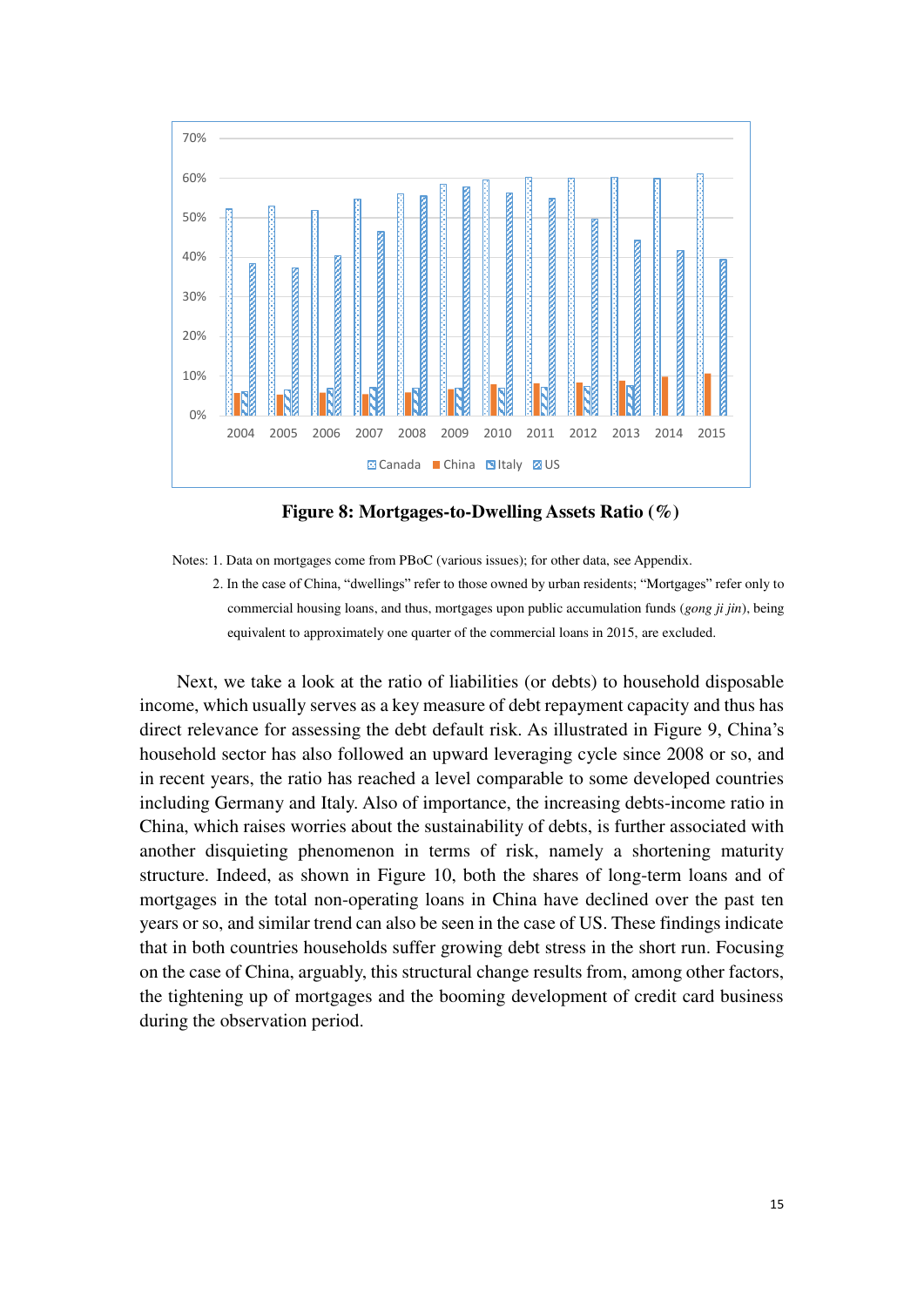**Figure 8: Mortgages-to-Dwelling Assets Ratio (%)**

Notes: 1. Data on mortgages come from PBoC (various issues); for other data, see Appendix.

2. In the case of China, "dwellings" refer to those owned by urban residents; "Mortgages" refer only to commercial housing loans, and thus, mortgages upon public accumulation funds (*gong ji jin*), being equivalent to approximately one quarter of the commercial loans in 2015, are excluded.

Next, we take a look at the ratio of liabilities (or debts) to household disposable income, which usually serves as a key measure of debt repayment capacity and thus has direct relevance for assessing the debt default risk. As illustrated in Figure 9, China's household sector has also followed an upward leveraging cycle since 2008 or so, and in recent years, the ratio has reached a level comparable to some developed countries including Germany and Italy. Also of importance, the increasing debts-income ratio in China, which raises worries about the sustainability of debts, is further associated with another disquieting phenomenon in terms of risk, namely a shortening maturity structure. Indeed, as shown in Figure 10, both the shares of long-term loans and of mortgages in the total non-operating loans in China have declined over the past ten years or so, and similar trend can also be seen in the case of US. These findings indicate that in both countries households suffer growing debt stress in the short run. Focusing on the case of China, arguably, this structural change results from, among other factors, the tightening up of mortgages and the booming development of credit card business during the observation period.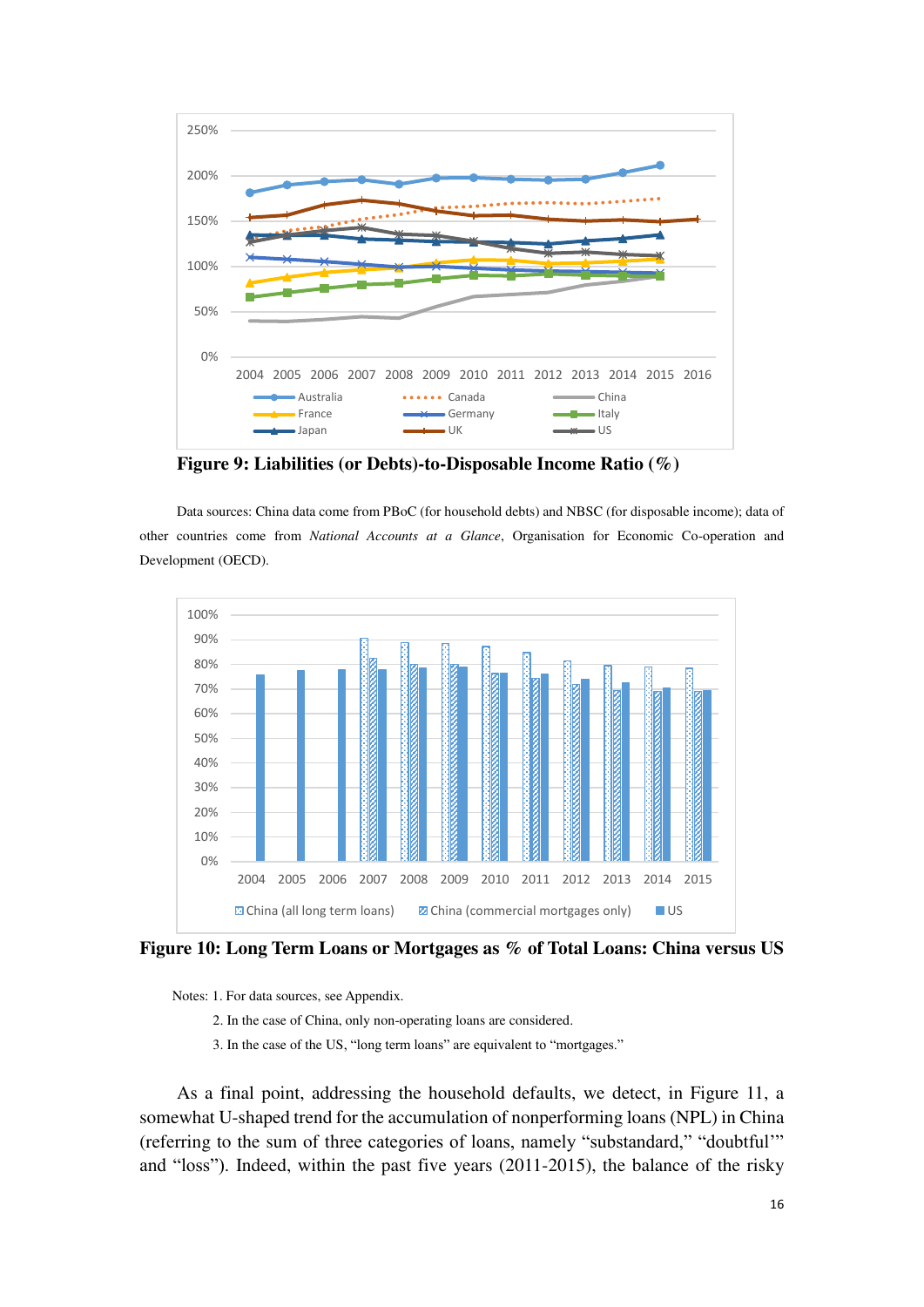**Figure 9: Liabilities (or Debts)-to-Disposable Income Ratio (%)**

Data sources: China data come from PBoC (for household debts) and NBSC (for disposable income); data of other countries come from *National Accounts at a Glance*, Organisation for Economic Co-operation and Development (OECD).

**Figure 10: Long Term Loans or Mortgages as % of Total Loans: China versus US**

Notes: 1. For data sources, see Appendix.

2. In the case of China, only non-operating loans are considered.

3. In the case of the US, "long term loans" are equivalent to "mortgages."

As a final point, addressing the household defaults, we detect, in Figure 11, a somewhat U-shaped trend for the accumulation of nonperforming loans (NPL) in China (referring to the sum of three categories of loans, namely "substandard," "doubtful'" and "loss"). Indeed, within the past five years (2011-2015), the balance of the risky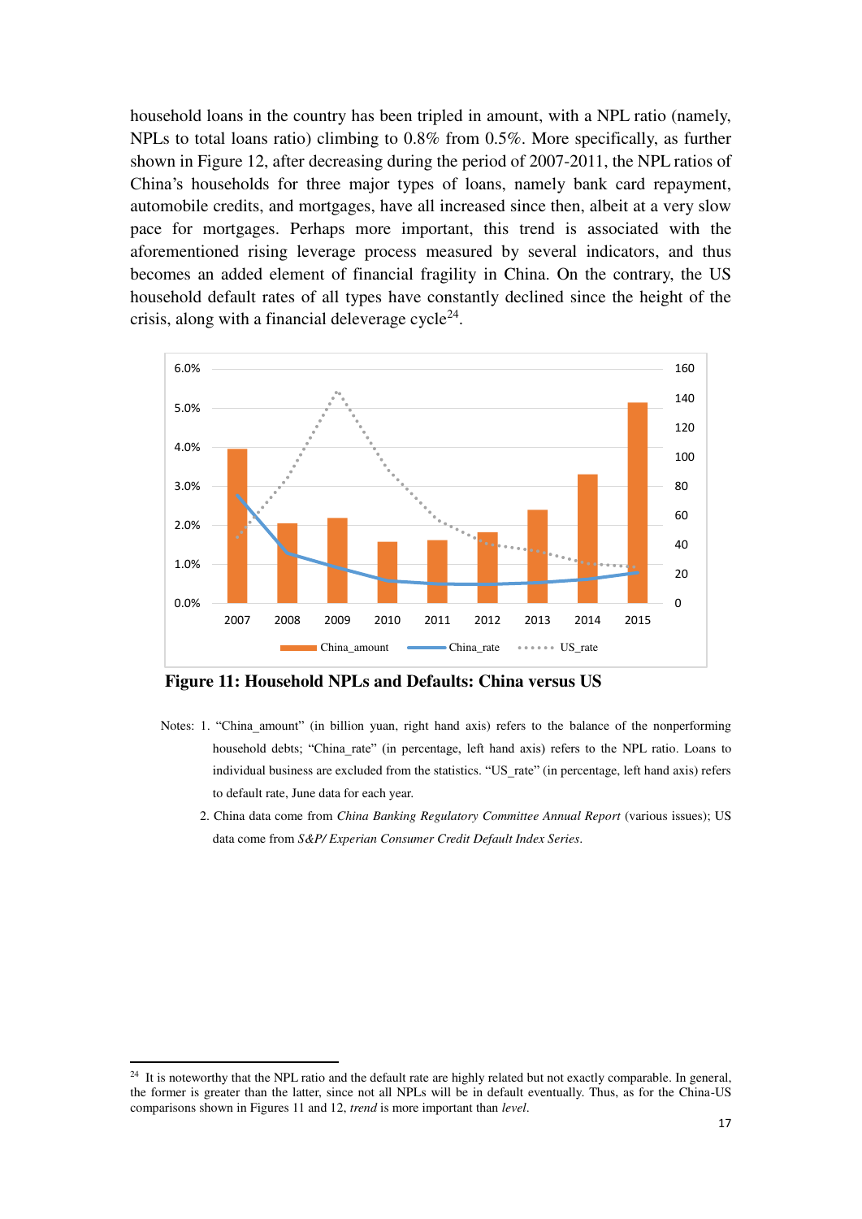household loans in the country has been tripled in amount, with a NPL ratio (namely, NPLs to total loans ratio) climbing to 0.8% from 0.5%. More specifically, as further shown in Figure 12, after decreasing during the period of 2007-2011, the NPL ratios of China's households for three major types of loans, namely bank card repayment, automobile credits, and mortgages, have all increased since then, albeit at a very slow pace for mortgages. Perhaps more important, this trend is associated with the aforementioned rising leverage process measured by several indicators, and thus becomes an added element of financial fragility in China. On the contrary, the US household default rates of all types have constantly declined since the height of the crisis, along with a financial deleverage cycle[24].

**Figure 11: Household NPLs and Defaults: China versus US**

Notes: 1. "China_amount" (in billion yuan, right hand axis) refers to the balance of the nonperforming household debts; "China_rate" (in percentage, left hand axis) refers to the NPL ratio. Loans to individual business are excluded from the statistics. "US_rate" (in percentage, left hand axis) refers to default rate, June data for each year.

2. China data come from *China Banking Regulatory Committee Annual Report* (various issues); US data come from *S&P/ Experian Consumer Credit Default Index Series*.

[24] It is noteworthy that the NPL ratio and the default rate are highly related but not exactly comparable. In general, the former is greater than the latter, since not all NPLs will be in default eventually. Thus, as for the China-US comparisons shown in Figures 11 and 12, *trend* is more important than *level*.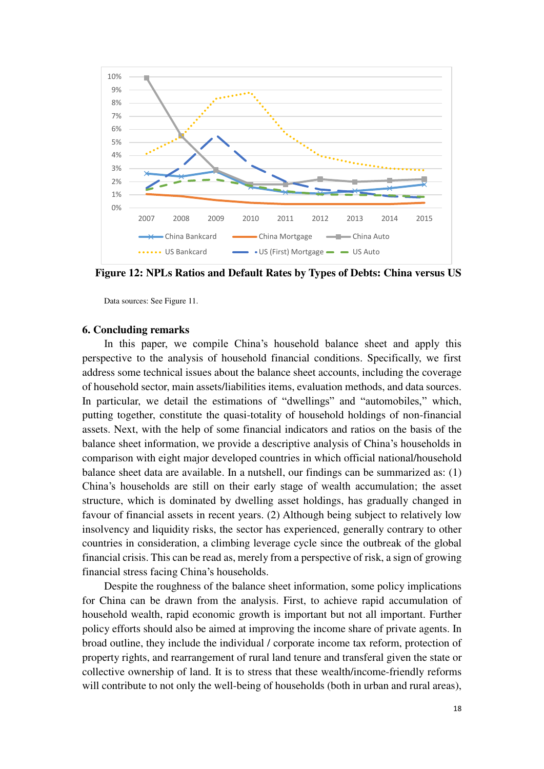**Figure 12: NPLs Ratios and Default Rates by Types of Debts: China versus US**

Data sources: See Figure 11.

## 6. Concluding remarks

In this paper, we compile China's household balance sheet and apply this perspective to the analysis of household financial conditions. Specifically, we first address some technical issues about the balance sheet accounts, including the coverage of household sector, main assets/liabilities items, evaluation methods, and data sources. In particular, we detail the estimations of "dwellings" and "automobiles," which, putting together, constitute the quasi-totality of household holdings of non-financial assets. Next, with the help of some financial indicators and ratios on the basis of the balance sheet information, we provide a descriptive analysis of China's households in comparison with eight major developed countries in which official national/household balance sheet data are available. In a nutshell, our findings can be summarized as: (1) China's households are still on their early stage of wealth accumulation; the asset structure, which is dominated by dwelling asset holdings, has gradually changed in favour of financial assets in recent years. (2) Although being subject to relatively low insolvency and liquidity risks, the sector has experienced, generally contrary to other countries in consideration, a climbing leverage cycle since the outbreak of the global financial crisis. This can be read as, merely from a perspective of risk, a sign of growing financial stress facing China's households.

Despite the roughness of the balance sheet information, some policy implications for China can be drawn from the analysis. First, to achieve rapid accumulation of household wealth, rapid economic growth is important but not all important. Further policy efforts should also be aimed at improving the income share of private agents. In broad outline, they include the individual / corporate income tax reform, protection of property rights, and rearrangement of rural land tenure and transferal given the state or collective ownership of land. It is to stress that these wealth/income-friendly reforms will contribute to not only the well-being of households (both in urban and rural areas),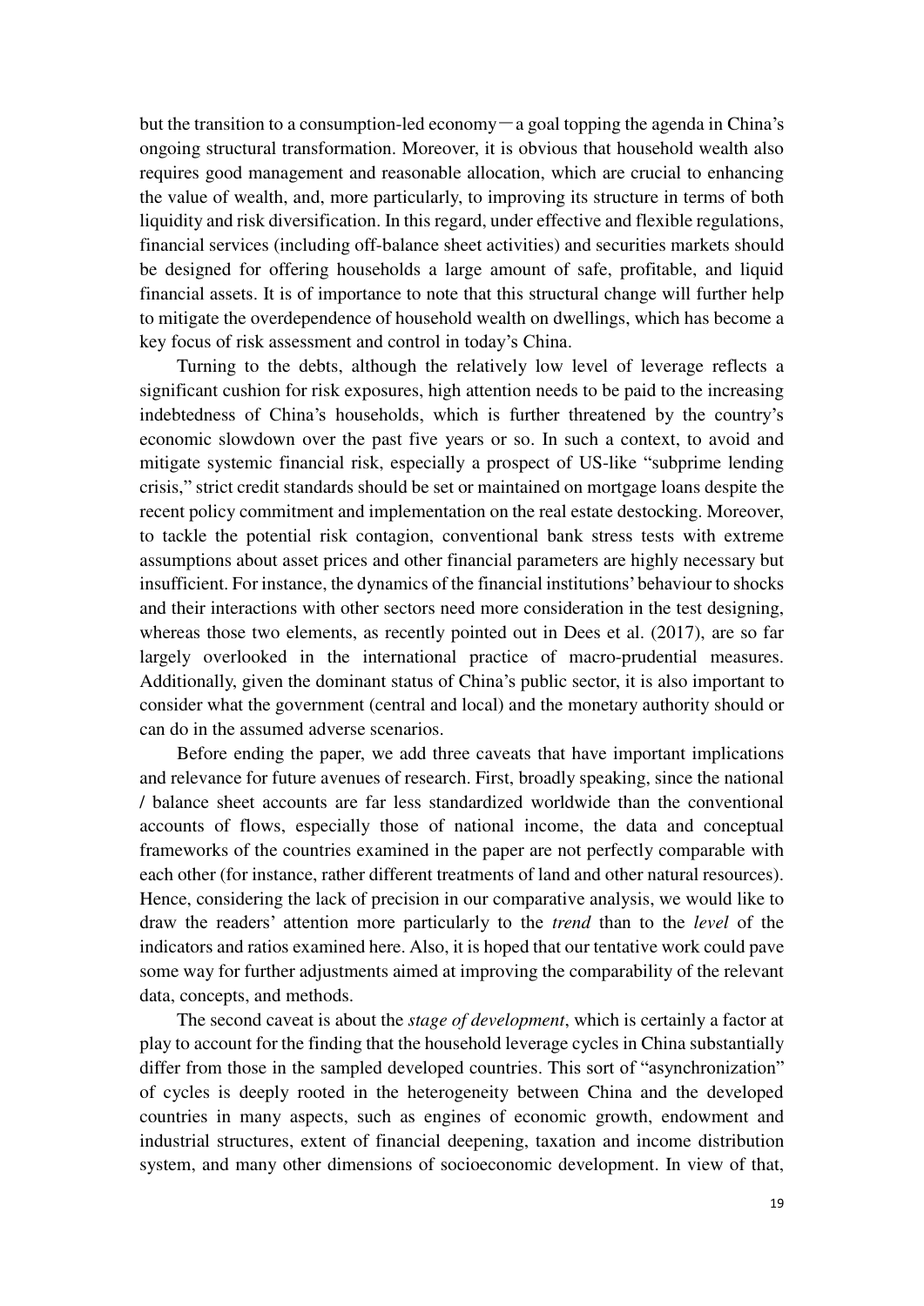but the transition to a consumption-led economy－a goal topping the agenda in China's ongoing structural transformation. Moreover, it is obvious that household wealth also requires good management and reasonable allocation, which are crucial to enhancing the value of wealth, and, more particularly, to improving its structure in terms of both liquidity and risk diversification. In this regard, under effective and flexible regulations, financial services (including off-balance sheet activities) and securities markets should be designed for offering households a large amount of safe, profitable, and liquid financial assets. It is of importance to note that this structural change will further help to mitigate the overdependence of household wealth on dwellings, which has become a key focus of risk assessment and control in today's China.

Turning to the debts, although the relatively low level of leverage reflects a significant cushion for risk exposures, high attention needs to be paid to the increasing indebtedness of China's households, which is further threatened by the country's economic slowdown over the past five years or so. In such a context, to avoid and mitigate systemic financial risk, especially a prospect of US-like "subprime lending crisis," strict credit standards should be set or maintained on mortgage loans despite the recent policy commitment and implementation on the real estate destocking. Moreover, to tackle the potential risk contagion, conventional bank stress tests with extreme assumptions about asset prices and other financial parameters are highly necessary but insufficient. For instance, the dynamics of the financial institutions' behaviour to shocks and their interactions with other sectors need more consideration in the test designing, whereas those two elements, as recently pointed out in Dees et al. (2017), are so far largely overlooked in the international practice of macro-prudential measures. Additionally, given the dominant status of China's public sector, it is also important to consider what the government (central and local) and the monetary authority should or can do in the assumed adverse scenarios.

Before ending the paper, we add three caveats that have important implications and relevance for future avenues of research. First, broadly speaking, since the national / balance sheet accounts are far less standardized worldwide than the conventional accounts of flows, especially those of national income, the data and conceptual frameworks of the countries examined in the paper are not perfectly comparable with each other (for instance, rather different treatments of land and other natural resources). Hence, considering the lack of precision in our comparative analysis, we would like to draw the readers' attention more particularly to the *trend* than to the *level* of the indicators and ratios examined here. Also, it is hoped that our tentative work could pave some way for further adjustments aimed at improving the comparability of the relevant data, concepts, and methods.

The second caveat is about the *stage of development*, which is certainly a factor at play to account for the finding that the household leverage cycles in China substantially differ from those in the sampled developed countries. This sort of "asynchronization" of cycles is deeply rooted in the heterogeneity between China and the developed countries in many aspects, such as engines of economic growth, endowment and industrial structures, extent of financial deepening, taxation and income distribution system, and many other dimensions of socioeconomic development. In view of that,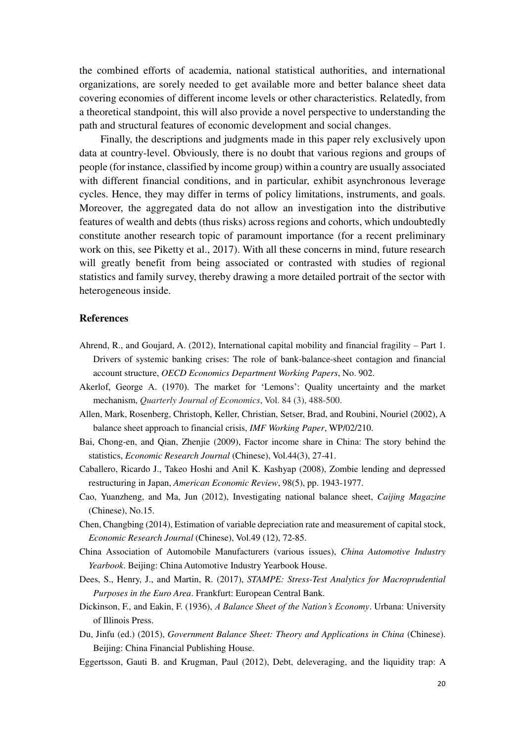the combined efforts of academia, national statistical authorities, and international organizations, are sorely needed to get available more and better balance sheet data covering economies of different income levels or other characteristics. Relatedly, from a theoretical standpoint, this will also provide a novel perspective to understanding the path and structural features of economic development and social changes.

Finally, the descriptions and judgments made in this paper rely exclusively upon data at country-level. Obviously, there is no doubt that various regions and groups of people (for instance, classified by income group) within a country are usually associated with different financial conditions, and in particular, exhibit asynchronous leverage cycles. Hence, they may differ in terms of policy limitations, instruments, and goals. Moreover, the aggregated data do not allow an investigation into the distributive features of wealth and debts (thus risks) across regions and cohorts, which undoubtedly constitute another research topic of paramount importance (for a recent preliminary work on this, see Piketty et al., 2017). With all these concerns in mind, future research will greatly benefit from being associated or contrasted with studies of regional statistics and family survey, thereby drawing a more detailed portrait of the sector with heterogeneous inside.

## References

Ahrend, R., and Goujard, A. (2012), International capital mobility and financial fragility – Part 1. Drivers of systemic banking crises: The role of bank-balance-sheet contagion and financial account structure, *OECD Economics Department Working Papers*, No. 902.

Akerlof, George A. (1970). The market for 'Lemons': Quality uncertainty and the market mechanism, *Quarterly Journal of Economics*, Vol. 84 (3), 488-500.

Allen, Mark, Rosenberg, Christoph, Keller, Christian, Setser, Brad, and Roubini, Nouriel (2002), A balance sheet approach to financial crisis, *IMF Working Paper*, WP/02/210.

Bai, Chong-en, and Qian, Zhenjie (2009), Factor income share in China: The story behind the statistics, *Economic Research Journal* (Chinese), Vol.44(3), 27-41.

Caballero, Ricardo J., Takeo Hoshi and Anil K. Kashyap (2008), Zombie lending and depressed restructuring in Japan, *American Economic Review*, 98(5), pp. 1943-1977.

Cao, Yuanzheng, and Ma, Jun (2012), Investigating national balance sheet, *Caijing Magazine* (Chinese), No.15.

Chen, Changbing (2014), Estimation of variable depreciation rate and measurement of capital stock, *Economic Research Journal* (Chinese), Vol.49 (12), 72-85.

China Association of Automobile Manufacturers (various issues), *China Automotive Industry Yearbook*. Beijing: China Automotive Industry Yearbook House.

Dees, S., Henry, J., and Martin, R. (2017), *STAMPE: Stress-Test Analytics for Macroprudential Purposes in the Euro Area*. Frankfurt: European Central Bank.

Dickinson, F., and Eakin, F. (1936), *A Balance Sheet of the Nation's Economy*. Urbana: University of Illinois Press.

Du, Jinfu (ed.) (2015), *Government Balance Sheet: Theory and Applications in China* (Chinese). Beijing: China Financial Publishing House.

Eggertsson, Gauti B. and Krugman, Paul (2012), Debt, deleveraging, and the liquidity trap: A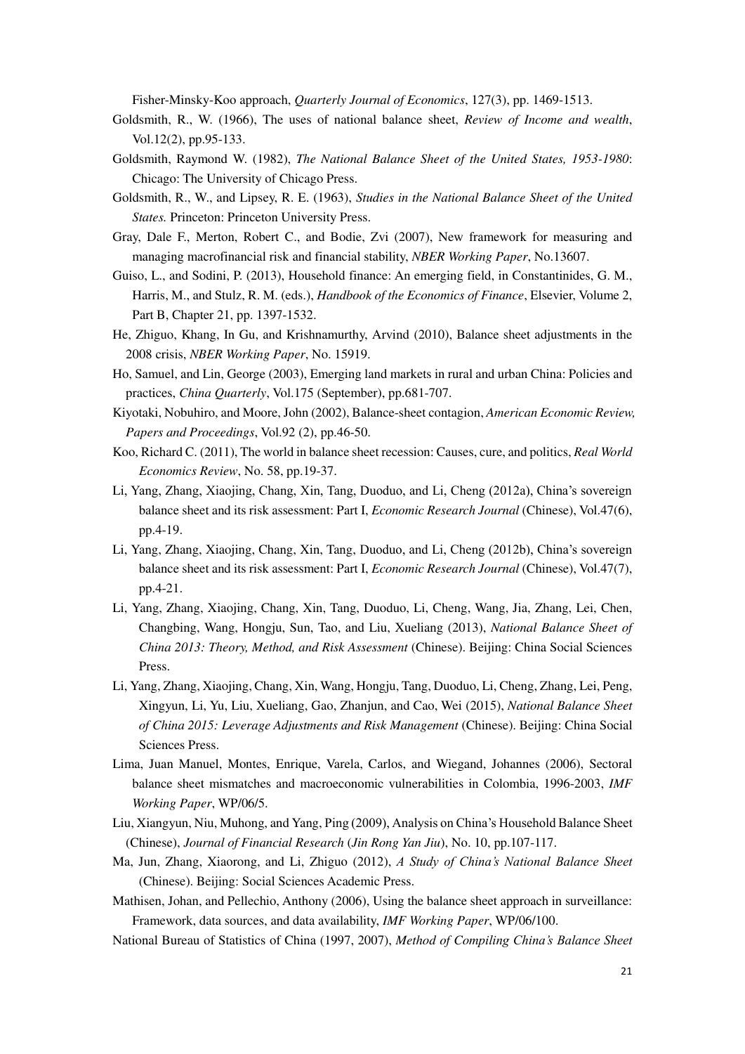Fisher-Minsky-Koo approach, *Quarterly Journal of Economics*, 127(3), pp. 1469-1513.

Goldsmith, R., W. (1966), The uses of national balance sheet, *Review of Income and wealth*, Vol.12(2), pp.95-133.

Goldsmith, Raymond W. (1982), *The National Balance Sheet of the United States, 1953-1980*: Chicago: The University of Chicago Press.

Goldsmith, R., W., and Lipsey, R. E. (1963), *Studies in the National Balance Sheet of the United States.* Princeton: Princeton University Press.

Gray, Dale F., Merton, Robert C., and Bodie, Zvi (2007), New framework for measuring and managing macrofinancial risk and financial stability, *NBER Working Paper*, No.13607.

Guiso, L., and Sodini, P. (2013), Household finance: An emerging field, in Constantinides, G. M., Harris, M., and Stulz, R. M. (eds.), *Handbook of the Economics of Finance*, Elsevier, Volume 2, Part B, Chapter 21, pp. 1397-1532.

He, Zhiguo, Khang, In Gu, and Krishnamurthy, Arvind (2010), Balance sheet adjustments in the 2008 crisis, *NBER Working Paper*, No. 15919.

Ho, Samuel, and Lin, George (2003), Emerging land markets in rural and urban China: Policies and practices, *China Quarterly*, Vol.175 (September), pp.681-707.

Kiyotaki, Nobuhiro, and Moore, John (2002), Balance-sheet contagion, *American Economic Review, Papers and Proceedings*, Vol.92 (2), pp.46-50.

Koo, Richard C. (2011), The world in balance sheet recession: Causes, cure, and politics, *Real World Economics Review*, No. 58, pp.19-37.

Li, Yang, Zhang, Xiaojing, Chang, Xin, Tang, Duoduo, and Li, Cheng (2012a), China's sovereign balance sheet and its risk assessment: Part I, *Economic Research Journal* (Chinese), Vol.47(6), pp.4-19.

Li, Yang, Zhang, Xiaojing, Chang, Xin, Tang, Duoduo, and Li, Cheng (2012b), China's sovereign balance sheet and its risk assessment: Part I, *Economic Research Journal* (Chinese), Vol.47(7), pp.4-21.

Li, Yang, Zhang, Xiaojing, Chang, Xin, Tang, Duoduo, Li, Cheng, Wang, Jia, Zhang, Lei, Chen, Changbing, Wang, Hongju, Sun, Tao, and Liu, Xueliang (2013), *National Balance Sheet of China 2013: Theory, Method, and Risk Assessment* (Chinese). Beijing: China Social Sciences Press.

Li, Yang, Zhang, Xiaojing, Chang, Xin, Wang, Hongju, Tang, Duoduo, Li, Cheng, Zhang, Lei, Peng, Xingyun, Li, Yu, Liu, Xueliang, Gao, Zhanjun, and Cao, Wei (2015), *National Balance Sheet of China 2015: Leverage Adjustments and Risk Management* (Chinese). Beijing: China Social Sciences Press.

Lima, Juan Manuel, Montes, Enrique, Varela, Carlos, and Wiegand, Johannes (2006), Sectoral balance sheet mismatches and macroeconomic vulnerabilities in Colombia, 1996-2003, *IMF Working Paper*, WP/06/5.

Liu, Xiangyun, Niu, Muhong, and Yang, Ping (2009), Analysis on China's Household Balance Sheet (Chinese), *Journal of Financial Research* (*Jin Rong Yan Jiu*), No. 10, pp.107-117.

Ma, Jun, Zhang, Xiaorong, and Li, Zhiguo (2012), *A Study of China's National Balance Sheet* (Chinese). Beijing: Social Sciences Academic Press.

Mathisen, Johan, and Pellechio, Anthony (2006), Using the balance sheet approach in surveillance: Framework, data sources, and data availability, *IMF Working Paper*, WP/06/100.

National Bureau of Statistics of China (1997, 2007), *Method of Compiling China's Balance Sheet*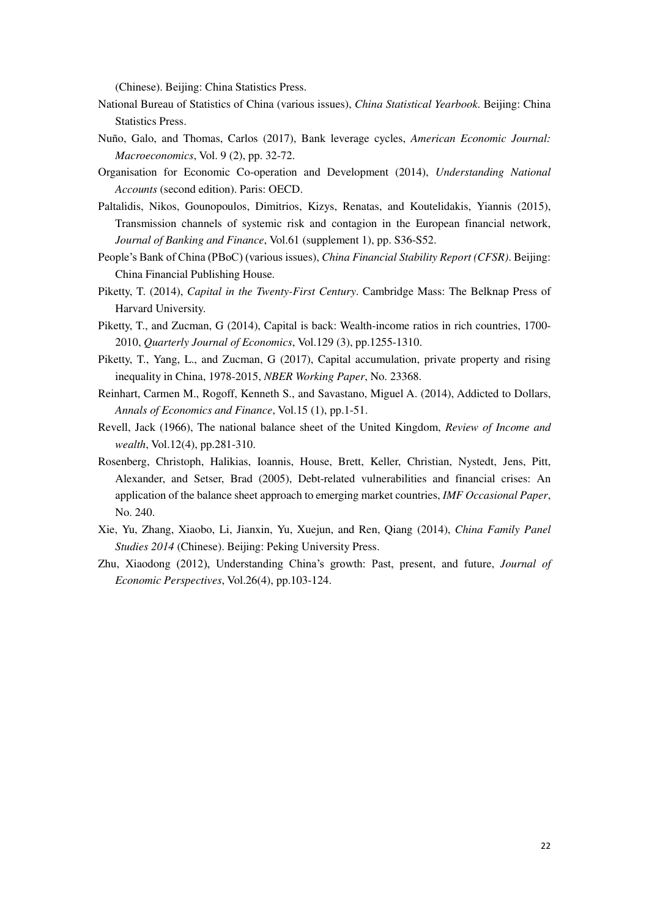(Chinese). Beijing: China Statistics Press.

National Bureau of Statistics of China (various issues), *China Statistical Yearbook*. Beijing: China Statistics Press.

Nuño, Galo, and Thomas, Carlos (2017), Bank leverage cycles, *American Economic Journal: Macroeconomics*, Vol. 9 (2), pp. 32-72.

Organisation for Economic Co-operation and Development (2014), *Understanding National Accounts* (second edition). Paris: OECD.

Paltalidis, Nikos, Gounopoulos, Dimitrios, Kizys, Renatas, and Koutelidakis, Yiannis (2015), Transmission channels of systemic risk and contagion in the European financial network, *Journal of Banking and Finance*, Vol.61 (supplement 1), pp. S36-S52.

People's Bank of China (PBoC) (various issues), *China Financial Stability Report (CFSR)*. Beijing: China Financial Publishing House.

Piketty, T. (2014), *Capital in the Twenty-First Century*. Cambridge Mass: The Belknap Press of Harvard University.

Piketty, T., and Zucman, G (2014), Capital is back: Wealth-income ratios in rich countries, 1700-2010, *Quarterly Journal of Economics*, Vol.129 (3), pp.1255-1310.

Piketty, T., Yang, L., and Zucman, G (2017), Capital accumulation, private property and rising inequality in China, 1978-2015, *NBER Working Paper*, No. 23368.

Reinhart, Carmen M., Rogoff, Kenneth S., and Savastano, Miguel A. (2014), Addicted to Dollars, *Annals of Economics and Finance*, Vol.15 (1), pp.1-51.

Revell, Jack (1966), The national balance sheet of the United Kingdom, *Review of Income and wealth*, Vol.12(4), pp.281-310.

Rosenberg, Christoph, Halikias, Ioannis, House, Brett, Keller, Christian, Nystedt, Jens, Pitt, Alexander, and Setser, Brad (2005), Debt-related vulnerabilities and financial crises: An application of the balance sheet approach to emerging market countries, *IMF Occasional Paper*, No. 240.

Xie, Yu, Zhang, Xiaobo, Li, Jianxin, Yu, Xuejun, and Ren, Qiang (2014), *China Family Panel Studies 2014* (Chinese). Beijing: Peking University Press.

Zhu, Xiaodong (2012), Understanding China's growth: Past, present, and future, *Journal of Economic Perspectives*, Vol.26(4), pp.103-124.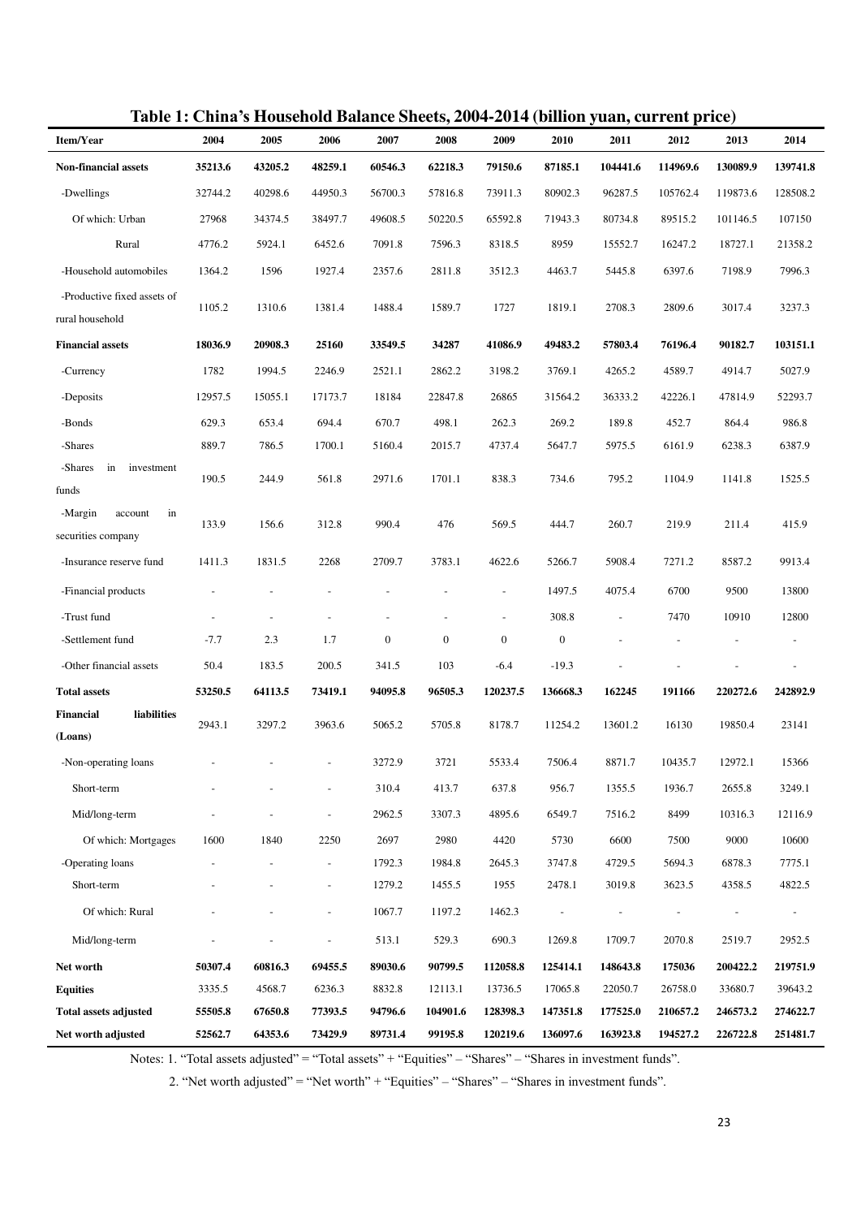**Table 1: China's Household Balance Sheets, 2004-2014 (billion yuan, current price)**

| Item/Year | 2004 | 2005 | 2006 | 2007 | 2008 | 2009 | 2010 | 2011 | 2012 | 2013 | 2014 |
|---|---|---|---|---|---|---|---|---|---|---|---|
| **Non-financial assets** | **35213.6** | **43205.2** | **48259.1** | **60546.3** | **62218.3** | **79150.6** | **87185.1** | **104441.6** | **114969.6** | **130089.9** | **139741.8** |
| -Dwellings | 32744.2 | 40298.6 | 44950.3 | 56700.3 | 57816.8 | 73911.3 | 80902.3 | 96287.5 | 105762.4 | 119873.6 | 128508.2 |
| Of which: Urban | 27968 | 34374.5 | 38497.7 | 49608.5 | 50220.5 | 65592.8 | 71943.3 | 80734.8 | 89515.2 | 101146.5 | 107150 |
| Rural | 4776.2 | 5924.1 | 6452.6 | 7091.8 | 7596.3 | 8318.5 | 8959 | 15552.7 | 16247.2 | 18727.1 | 21358.2 |
| -Household automobiles | 1364.2 | 1596 | 1927.4 | 2357.6 | 2811.8 | 3512.3 | 4463.7 | 5445.8 | 6397.6 | 7198.9 | 7996.3 |
| -Productive fixed assets of rural household | 1105.2 | 1310.6 | 1381.4 | 1488.4 | 1589.7 | 1727 | 1819.1 | 2708.3 | 2809.6 | 3017.4 | 3237.3 |
| **Financial assets** | **18036.9** | **20908.3** | **25160** | **33549.5** | **34287** | **41086.9** | **49483.2** | **57803.4** | **76196.4** | **90182.7** | **103151.1** |
| -Currency | 1782 | 1994.5 | 2246.9 | 2521.1 | 2862.2 | 3198.2 | 3769.1 | 4265.2 | 4589.7 | 4914.7 | 5027.9 |
| -Deposits | 12957.5 | 15055.1 | 17173.7 | 18184 | 22847.8 | 26865 | 31564.2 | 36333.2 | 42226.1 | 47814.9 | 52293.7 |
| -Bonds | 629.3 | 653.4 | 694.4 | 670.7 | 498.1 | 262.3 | 269.2 | 189.8 | 452.7 | 864.4 | 986.8 |
| -Shares | 889.7 | 786.5 | 1700.1 | 5160.4 | 2015.7 | 4737.4 | 5647.7 | 5975.5 | 6161.9 | 6238.3 | 6387.9 |
| -Shares in investment funds | 190.5 | 244.9 | 561.8 | 2971.6 | 1701.1 | 838.3 | 734.6 | 795.2 | 1104.9 | 1141.8 | 1525.5 |
| -Margin account in securities company | 133.9 | 156.6 | 312.8 | 990.4 | 476 | 569.5 | 444.7 | 260.7 | 219.9 | 211.4 | 415.9 |
| -Insurance reserve fund | 1411.3 | 1831.5 | 2268 | 2709.7 | 3783.1 | 4622.6 | 5266.7 | 5908.4 | 7271.2 | 8587.2 | 9913.4 |
| -Financial products | - | - | - | - | - | - | 1497.5 | 4075.4 | 6700 | 9500 | 13800 |
| -Trust fund | - | - | - | - | - | - | 308.8 | - | 7470 | 10910 | 12800 |
| -Settlement fund | -7.7 | 2.3 | 1.7 | 0 | 0 | 0 | 0 | - | - | - | - |
| -Other financial assets | 50.4 | 183.5 | 200.5 | 341.5 | 103 | -6.4 | -19.3 | - | - | - | - |
| **Total assets** | **53250.5** | **64113.5** | **73419.1** | **94095.8** | **96505.3** | **120237.5** | **136668.3** | **162245** | **191166** | **220272.6** | **242892.9** |
| **Financial liabilities (Loans)** | 2943.1 | 3297.2 | 3963.6 | 5065.2 | 5705.8 | 8178.7 | 11254.2 | 13601.2 | 16130 | 19850.4 | 23141 |
| -Non-operating loans | - | - | - | 3272.9 | 3721 | 5533.4 | 7506.4 | 8871.7 | 10435.7 | 12972.1 | 15366 |
| Short-term | - | - | - | 310.4 | 413.7 | 637.8 | 956.7 | 1355.5 | 1936.7 | 2655.8 | 3249.1 |
| Mid/long-term | - | - | - | 2962.5 | 3307.3 | 4895.6 | 6549.7 | 7516.2 | 8499 | 10316.3 | 12116.9 |
| Of which: Mortgages | 1600 | 1840 | 2250 | 2697 | 2980 | 4420 | 5730 | 6600 | 7500 | 9000 | 10600 |
| -Operating loans | - | - | - | 1792.3 | 1984.8 | 2645.3 | 3747.8 | 4729.5 | 5694.3 | 6878.3 | 7775.1 |
| Short-term | - | - | - | 1279.2 | 1455.5 | 1955 | 2478.1 | 3019.8 | 3623.5 | 4358.5 | 4822.5 |
| Of which: Rural | - | - | - | 1067.7 | 1197.2 | 1462.3 | - | - | - | - | - |
| Mid/long-term | - | - | - | 513.1 | 529.3 | 690.3 | 1269.8 | 1709.7 | 2070.8 | 2519.7 | 2952.5 |
| **Net worth** | **50307.4** | **60816.3** | **69455.5** | **89030.6** | **90799.5** | **112058.8** | **125414.1** | **148643.8** | **175036** | **200422.2** | **219751.9** |
| **Equities** | 3335.5 | 4568.7 | 6236.3 | 8832.8 | 12113.1 | 13736.5 | 17065.8 | 22050.7 | 26758.0 | 33680.7 | 39643.2 |
| **Total assets adjusted** | **55505.8** | **67650.8** | **77393.5** | **94796.6** | **104901.6** | **128398.3** | **147351.8** | **177525.0** | **210657.2** | **246573.2** | **274622.7** |
| **Net worth adjusted** | **52562.7** | **64353.6** | **73429.9** | **89731.4** | **99195.8** | **120219.6** | **136097.6** | **163923.8** | **194527.2** | **226722.8** | **251481.7** |

Notes: 1. "Total assets adjusted" = "Total assets" + "Equities" – "Shares" – "Shares in investment funds".

2. "Net worth adjusted" = "Net worth" + "Equities" – "Shares" – "Shares in investment funds".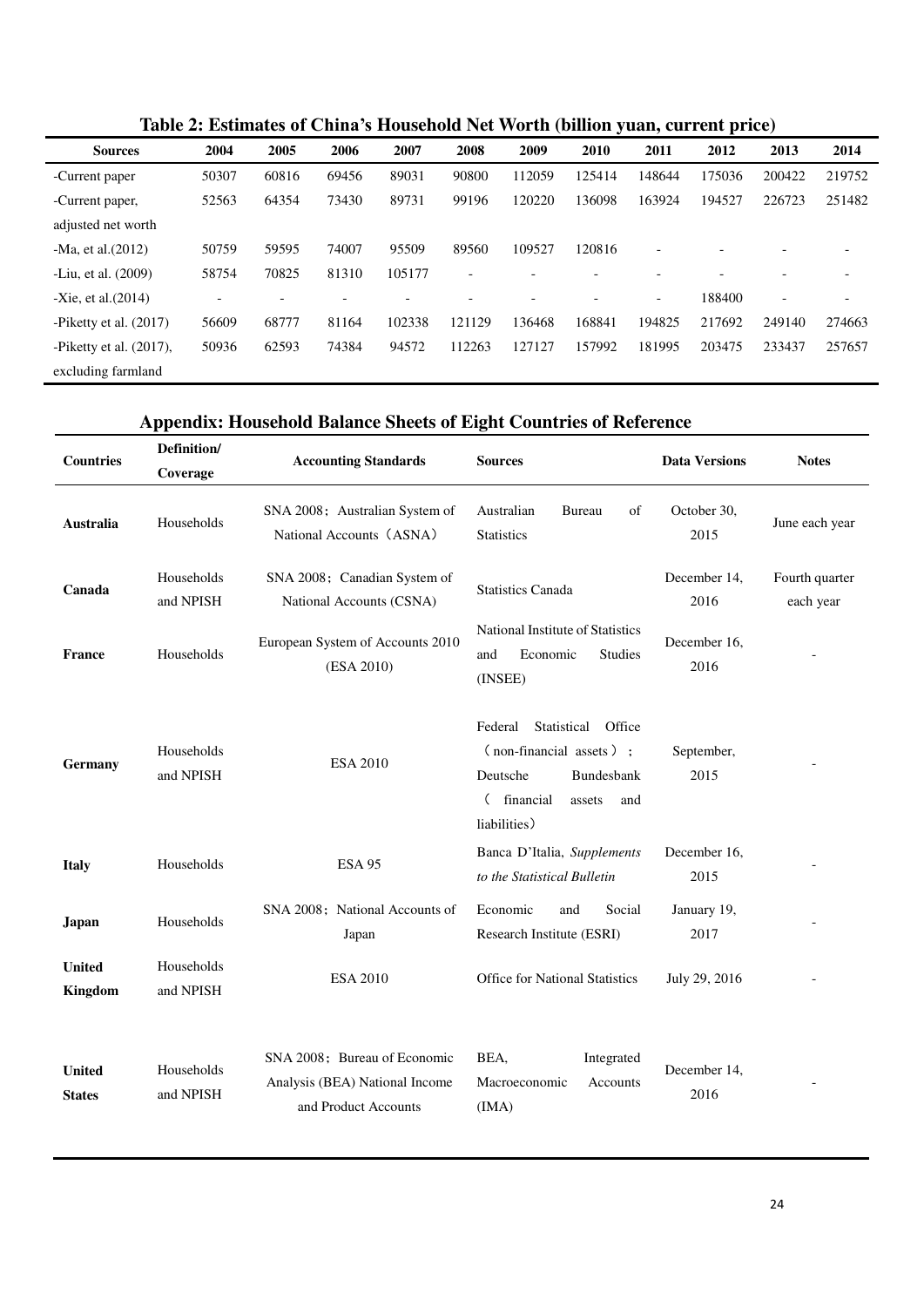**Table 2: Estimates of China's Household Net Worth (billion yuan, current price)**

| Sources | 2004 | 2005 | 2006 | 2007 | 2008 | 2009 | 2010 | 2011 | 2012 | 2013 | 2014 |
|---|---|---|---|---|---|---|---|---|---|---|---|
| -Current paper | 50307 | 60816 | 69456 | 89031 | 90800 | 112059 | 125414 | 148644 | 175036 | 200422 | 219752 |
| -Current paper, adjusted net worth | 52563 | 64354 | 73430 | 89731 | 99196 | 120220 | 136098 | 163924 | 194527 | 226723 | 251482 |
| -Ma, et al.(2012) | 50759 | 59595 | 74007 | 95509 | 89560 | 109527 | 120816 | - | - | - | - |
| -Liu, et al. (2009) | 58754 | 70825 | 81310 | 105177 | - | - | - | - | - | - | - |
| -Xie, et al.(2014) | - | - | - | - | - | - | - | - | 188400 | - | - |
| -Piketty et al. (2017) | 56609 | 68777 | 81164 | 102338 | 121129 | 136468 | 168841 | 194825 | 217692 | 249140 | 274663 |
| -Piketty et al. (2017), excluding farmland | 50936 | 62593 | 74384 | 94572 | 112263 | 127127 | 157992 | 181995 | 203475 | 233437 | 257657 |

## Appendix: Household Balance Sheets of Eight Countries of Reference

| Countries | Definition/ Coverage | Accounting Standards | Sources | Data Versions | Notes |
|---|---|---|---|---|---|
| **Australia** | Households | SNA 2008；Australian System of National Accounts（ASNA） | Australian Bureau of Statistics | October 30, 2015 | June each year |
| **Canada** | Households and NPISH | SNA 2008；Canadian System of National Accounts (CSNA) | Statistics Canada | December 14, 2016 | Fourth quarter each year |
| **France** | Households | European System of Accounts 2010 (ESA 2010) | National Institute of Statistics and Economic Studies (INSEE) | December 16, 2016 | - |
| **Germany** | Households and NPISH | ESA 2010 | Federal Statistical Office（non-financial assets）; Deutsche Bundesbank（financial assets and liabilities） | September, 2015 | - |
| **Italy** | Households | ESA 95 | Banca D'Italia, *Supplements to the Statistical Bulletin* | December 16, 2015 | - |
| **Japan** | Households | SNA 2008；National Accounts of Japan | Economic and Social Research Institute (ESRI) | January 19, 2017 | - |
| **United Kingdom** | Households and NPISH | ESA 2010 | Office for National Statistics | July 29, 2016 | - |
| **United States** | Households and NPISH | SNA 2008；Bureau of Economic Analysis (BEA) National Income and Product Accounts | BEA, Integrated Macroeconomic Accounts (IMA) | December 14, 2016 | - |